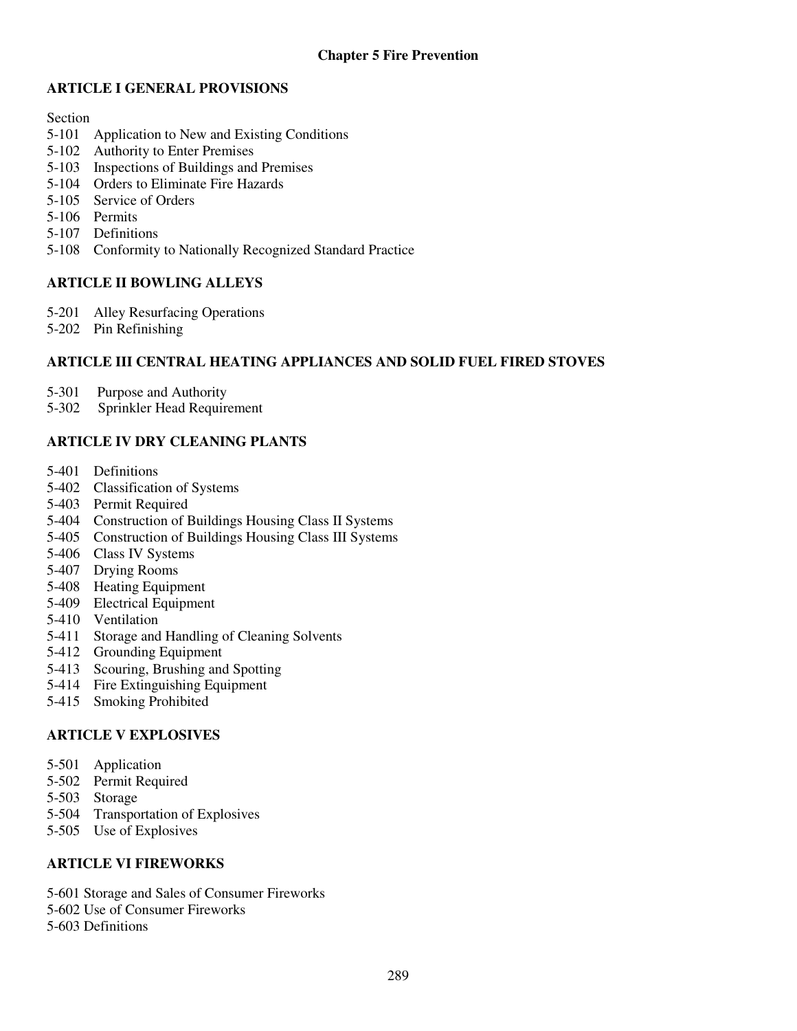# Chapter 5 Fire Prevention

## ARTICLE I GENERAL PROVISIONS

Section

5-101 Application to New and Existing Conditions
5-102 Authority to Enter Premises
5-103 Inspections of Buildings and Premises
5-104 Orders to Eliminate Fire Hazards
5-105 Service of Orders
5-106 Permits
5-107 Definitions
5-108 Conformity to Nationally Recognized Standard Practice

## ARTICLE II BOWLING ALLEYS

5-201 Alley Resurfacing Operations
5-202 Pin Refinishing

## ARTICLE III CENTRAL HEATING APPLIANCES AND SOLID FUEL FIRED STOVES

5-301 Purpose and Authority
5-302 Sprinkler Head Requirement

## ARTICLE IV DRY CLEANING PLANTS

5-401 Definitions
5-402 Classification of Systems
5-403 Permit Required
5-404 Construction of Buildings Housing Class II Systems
5-405 Construction of Buildings Housing Class III Systems
5-406 Class IV Systems
5-407 Drying Rooms
5-408 Heating Equipment
5-409 Electrical Equipment
5-410 Ventilation
5-411 Storage and Handling of Cleaning Solvents
5-412 Grounding Equipment
5-413 Scouring, Brushing and Spotting
5-414 Fire Extinguishing Equipment
5-415 Smoking Prohibited

## ARTICLE V EXPLOSIVES

5-501 Application
5-502 Permit Required
5-503 Storage
5-504 Transportation of Explosives
5-505 Use of Explosives

## ARTICLE VI FIREWORKS

5-601 Storage and Sales of Consumer Fireworks
5-602 Use of Consumer Fireworks
5-603 Definitions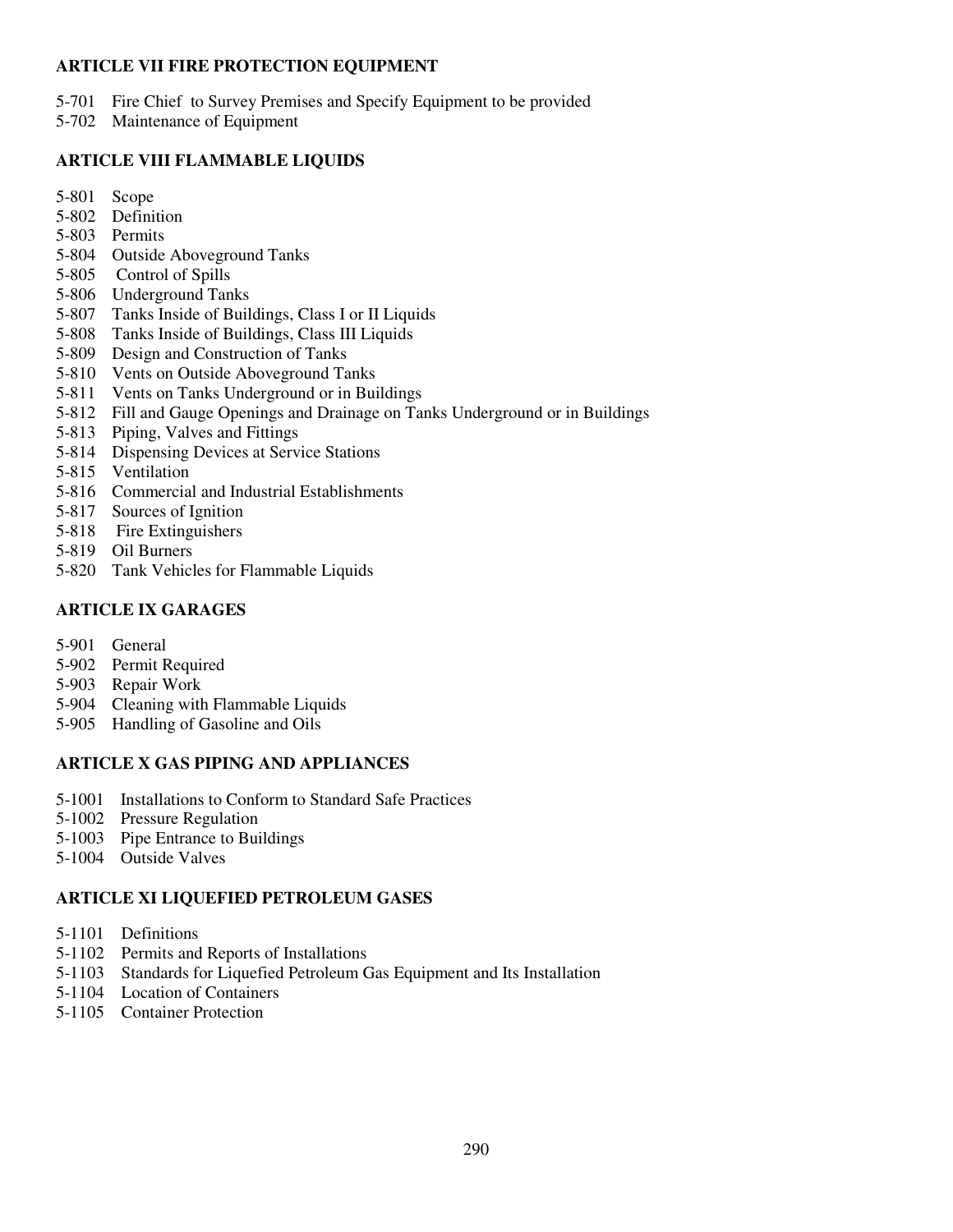## ARTICLE VII FIRE PROTECTION EQUIPMENT

5-701 Fire Chief to Survey Premises and Specify Equipment to be provided
5-702 Maintenance of Equipment

## ARTICLE VIII FLAMMABLE LIQUIDS

5-801 Scope
5-802 Definition
5-803 Permits
5-804 Outside Aboveground Tanks
5-805 Control of Spills
5-806 Underground Tanks
5-807 Tanks Inside of Buildings, Class I or II Liquids
5-808 Tanks Inside of Buildings, Class III Liquids
5-809 Design and Construction of Tanks
5-810 Vents on Outside Aboveground Tanks
5-811 Vents on Tanks Underground or in Buildings
5-812 Fill and Gauge Openings and Drainage on Tanks Underground or in Buildings
5-813 Piping, Valves and Fittings
5-814 Dispensing Devices at Service Stations
5-815 Ventilation
5-816 Commercial and Industrial Establishments
5-817 Sources of Ignition
5-818 Fire Extinguishers
5-819 Oil Burners
5-820 Tank Vehicles for Flammable Liquids

## ARTICLE IX GARAGES

5-901 General
5-902 Permit Required
5-903 Repair Work
5-904 Cleaning with Flammable Liquids
5-905 Handling of Gasoline and Oils

## ARTICLE X GAS PIPING AND APPLIANCES

5-1001 Installations to Conform to Standard Safe Practices
5-1002 Pressure Regulation
5-1003 Pipe Entrance to Buildings
5-1004 Outside Valves

## ARTICLE XI LIQUEFIED PETROLEUM GASES

5-1101 Definitions
5-1102 Permits and Reports of Installations
5-1103 Standards for Liquefied Petroleum Gas Equipment and Its Installation
5-1104 Location of Containers
5-1105 Container Protection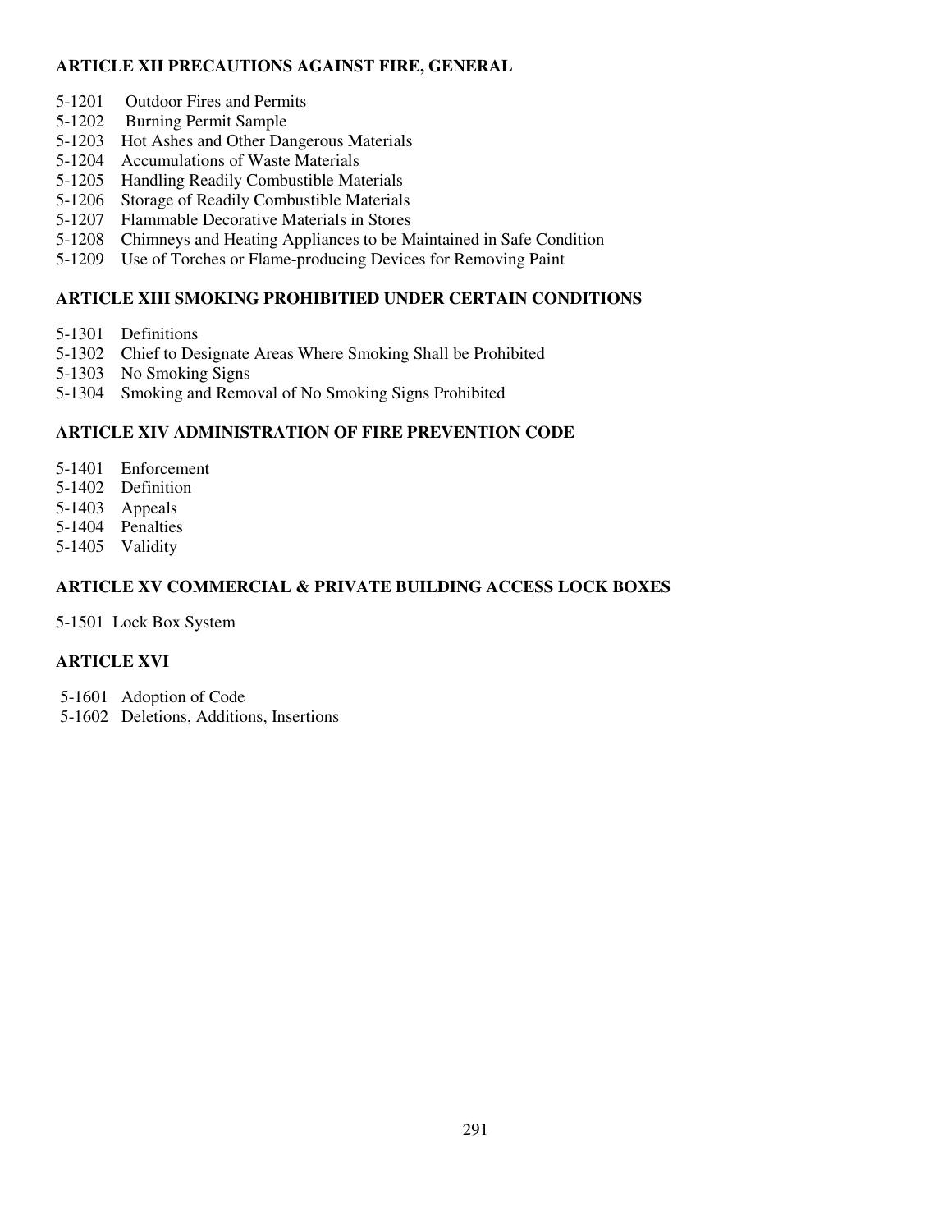**ARTICLE XII PRECAUTIONS AGAINST FIRE, GENERAL**

5-1201 Outdoor Fires and Permits
5-1202 Burning Permit Sample
5-1203 Hot Ashes and Other Dangerous Materials
5-1204 Accumulations of Waste Materials
5-1205 Handling Readily Combustible Materials
5-1206 Storage of Readily Combustible Materials
5-1207 Flammable Decorative Materials in Stores
5-1208 Chimneys and Heating Appliances to be Maintained in Safe Condition
5-1209 Use of Torches or Flame-producing Devices for Removing Paint

**ARTICLE XIII SMOKING PROHIBITIED UNDER CERTAIN CONDITIONS**

5-1301 Definitions
5-1302 Chief to Designate Areas Where Smoking Shall be Prohibited
5-1303 No Smoking Signs
5-1304 Smoking and Removal of No Smoking Signs Prohibited

**ARTICLE XIV ADMINISTRATION OF FIRE PREVENTION CODE**

5-1401 Enforcement
5-1402 Definition
5-1403 Appeals
5-1404 Penalties
5-1405 Validity

**ARTICLE XV COMMERCIAL & PRIVATE BUILDING ACCESS LOCK BOXES**

5-1501 Lock Box System

**ARTICLE XVI**

5-1601 Adoption of Code
5-1602 Deletions, Additions, Insertions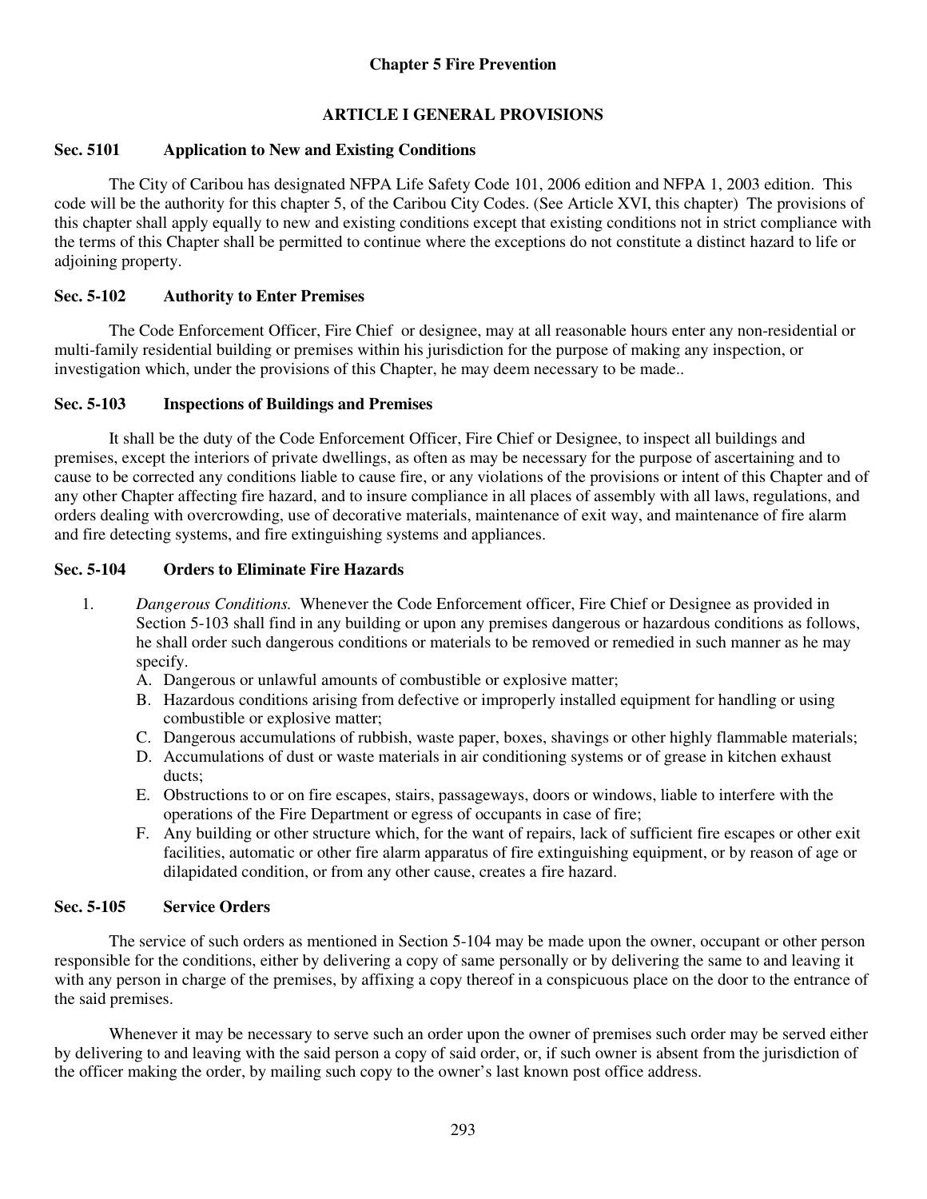# Chapter 5 Fire Prevention

## ARTICLE I GENERAL PROVISIONS

### Sec. 5101 Application to New and Existing Conditions

The City of Caribou has designated NFPA Life Safety Code 101, 2006 edition and NFPA 1, 2003 edition. This code will be the authority for this chapter 5, of the Caribou City Codes. (See Article XVI, this chapter) The provisions of this chapter shall apply equally to new and existing conditions except that existing conditions not in strict compliance with the terms of this Chapter shall be permitted to continue where the exceptions do not constitute a distinct hazard to life or adjoining property.

### Sec. 5-102 Authority to Enter Premises

The Code Enforcement Officer, Fire Chief or designee, may at all reasonable hours enter any non-residential or multi-family residential building or premises within his jurisdiction for the purpose of making any inspection, or investigation which, under the provisions of this Chapter, he may deem necessary to be made..

### Sec. 5-103 Inspections of Buildings and Premises

It shall be the duty of the Code Enforcement Officer, Fire Chief or Designee, to inspect all buildings and premises, except the interiors of private dwellings, as often as may be necessary for the purpose of ascertaining and to cause to be corrected any conditions liable to cause fire, or any violations of the provisions or intent of this Chapter and of any other Chapter affecting fire hazard, and to insure compliance in all places of assembly with all laws, regulations, and orders dealing with overcrowding, use of decorative materials, maintenance of exit way, and maintenance of fire alarm and fire detecting systems, and fire extinguishing systems and appliances.

### Sec. 5-104 Orders to Eliminate Fire Hazards

1. *Dangerous Conditions.* Whenever the Code Enforcement officer, Fire Chief or Designee as provided in Section 5-103 shall find in any building or upon any premises dangerous or hazardous conditions as follows, he shall order such dangerous conditions or materials to be removed or remedied in such manner as he may specify.
   A. Dangerous or unlawful amounts of combustible or explosive matter;
   B. Hazardous conditions arising from defective or improperly installed equipment for handling or using combustible or explosive matter;
   C. Dangerous accumulations of rubbish, waste paper, boxes, shavings or other highly flammable materials;
   D. Accumulations of dust or waste materials in air conditioning systems or of grease in kitchen exhaust ducts;
   E. Obstructions to or on fire escapes, stairs, passageways, doors or windows, liable to interfere with the operations of the Fire Department or egress of occupants in case of fire;
   F. Any building or other structure which, for the want of repairs, lack of sufficient fire escapes or other exit facilities, automatic or other fire alarm apparatus of fire extinguishing equipment, or by reason of age or dilapidated condition, or from any other cause, creates a fire hazard.

### Sec. 5-105 Service Orders

The service of such orders as mentioned in Section 5-104 may be made upon the owner, occupant or other person responsible for the conditions, either by delivering a copy of same personally or by delivering the same to and leaving it with any person in charge of the premises, by affixing a copy thereof in a conspicuous place on the door to the entrance of the said premises.

Whenever it may be necessary to serve such an order upon the owner of premises such order may be served either by delivering to and leaving with the said person a copy of said order, or, if such owner is absent from the jurisdiction of the officer making the order, by mailing such copy to the owner's last known post office address.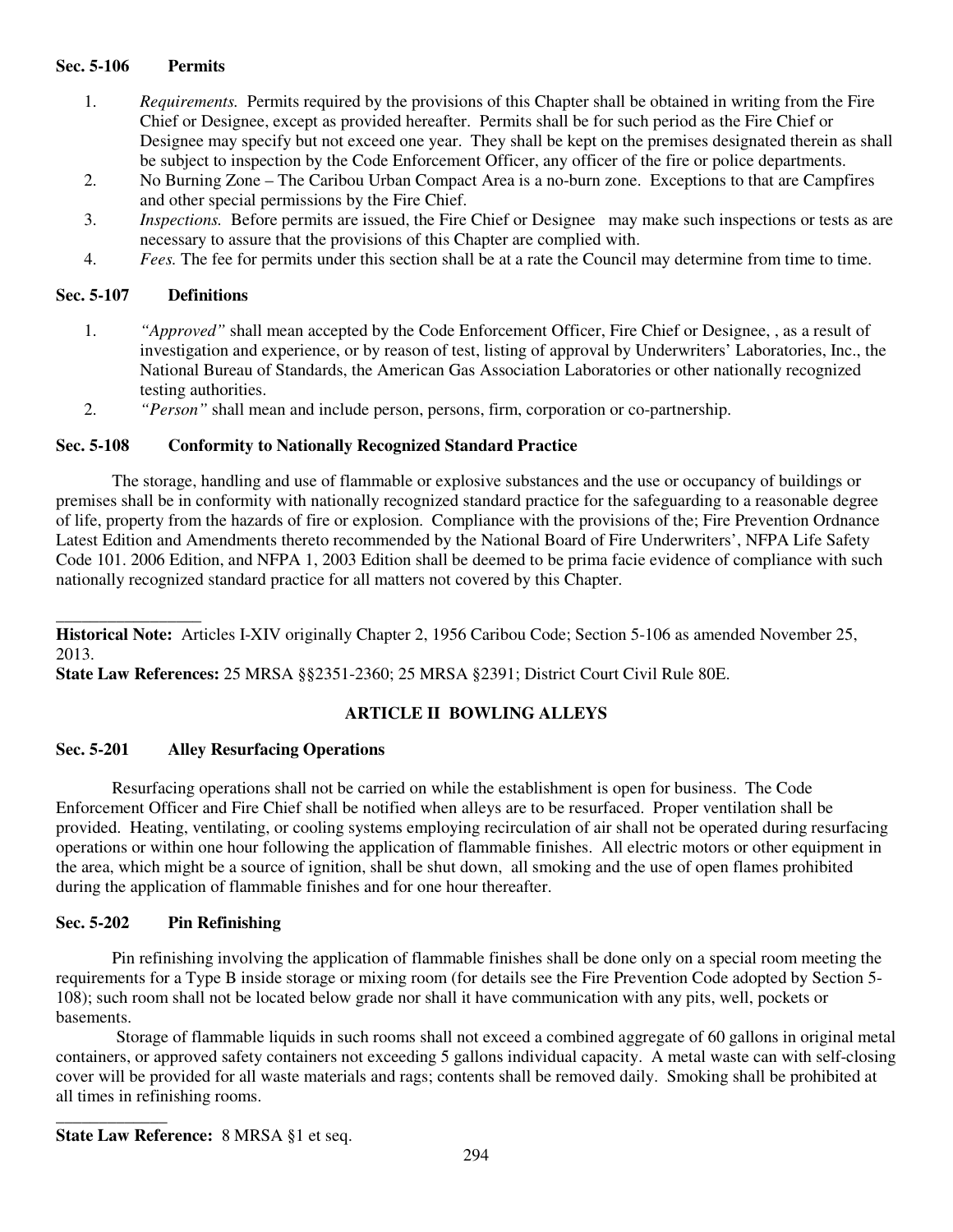### Sec. 5-106 Permits

1. *Requirements.* Permits required by the provisions of this Chapter shall be obtained in writing from the Fire Chief or Designee, except as provided hereafter. Permits shall be for such period as the Fire Chief or Designee may specify but not exceed one year. They shall be kept on the premises designated therein as shall be subject to inspection by the Code Enforcement Officer, any officer of the fire or police departments.
2. No Burning Zone – The Caribou Urban Compact Area is a no-burn zone. Exceptions to that are Campfires and other special permissions by the Fire Chief.
3. *Inspections.* Before permits are issued, the Fire Chief or Designee may make such inspections or tests as are necessary to assure that the provisions of this Chapter are complied with.
4. *Fees.* The fee for permits under this section shall be at a rate the Council may determine from time to time.

### Sec. 5-107 Definitions

1. *"Approved"* shall mean accepted by the Code Enforcement Officer, Fire Chief or Designee, , as a result of investigation and experience, or by reason of test, listing of approval by Underwriters' Laboratories, Inc., the National Bureau of Standards, the American Gas Association Laboratories or other nationally recognized testing authorities.
2. *"Person"* shall mean and include person, persons, firm, corporation or co-partnership.

### Sec. 5-108 Conformity to Nationally Recognized Standard Practice

The storage, handling and use of flammable or explosive substances and the use or occupancy of buildings or premises shall be in conformity with nationally recognized standard practice for the safeguarding to a reasonable degree of life, property from the hazards of fire or explosion. Compliance with the provisions of the; Fire Prevention Ordnance Latest Edition and Amendments thereto recommended by the National Board of Fire Underwriters', NFPA Life Safety Code 101. 2006 Edition, and NFPA 1, 2003 Edition shall be deemed to be prima facie evidence of compliance with such nationally recognized standard practice for all matters not covered by this Chapter.

---

**Historical Note:** Articles I-XIV originally Chapter 2, 1956 Caribou Code; Section 5-106 as amended November 25, 2013.

**State Law References:** 25 MRSA §§2351-2360; 25 MRSA §2391; District Court Civil Rule 80E.

## ARTICLE II BOWLING ALLEYS

### Sec. 5-201 Alley Resurfacing Operations

Resurfacing operations shall not be carried on while the establishment is open for business. The Code Enforcement Officer and Fire Chief shall be notified when alleys are to be resurfaced. Proper ventilation shall be provided. Heating, ventilating, or cooling systems employing recirculation of air shall not be operated during resurfacing operations or within one hour following the application of flammable finishes. All electric motors or other equipment in the area, which might be a source of ignition, shall be shut down, all smoking and the use of open flames prohibited during the application of flammable finishes and for one hour thereafter.

### Sec. 5-202 Pin Refinishing

Pin refinishing involving the application of flammable finishes shall be done only on a special room meeting the requirements for a Type B inside storage or mixing room (for details see the Fire Prevention Code adopted by Section 5-108); such room shall not be located below grade nor shall it have communication with any pits, well, pockets or basements.

Storage of flammable liquids in such rooms shall not exceed a combined aggregate of 60 gallons in original metal containers, or approved safety containers not exceeding 5 gallons individual capacity. A metal waste can with self-closing cover will be provided for all waste materials and rags; contents shall be removed daily. Smoking shall be prohibited at all times in refinishing rooms.

---

**State Law Reference:** 8 MRSA §1 et seq.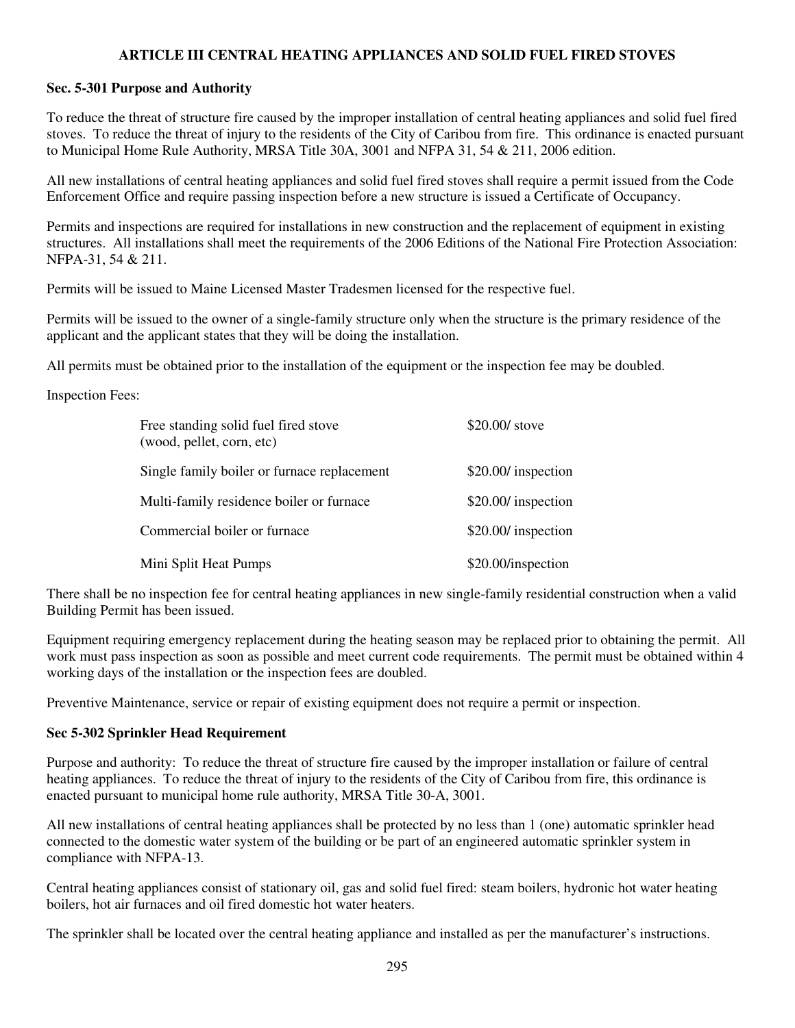## ARTICLE III CENTRAL HEATING APPLIANCES AND SOLID FUEL FIRED STOVES

### Sec. 5-301 Purpose and Authority

To reduce the threat of structure fire caused by the improper installation of central heating appliances and solid fuel fired stoves. To reduce the threat of injury to the residents of the City of Caribou from fire. This ordinance is enacted pursuant to Municipal Home Rule Authority, MRSA Title 30A, 3001 and NFPA 31, 54 & 211, 2006 edition.

All new installations of central heating appliances and solid fuel fired stoves shall require a permit issued from the Code Enforcement Office and require passing inspection before a new structure is issued a Certificate of Occupancy.

Permits and inspections are required for installations in new construction and the replacement of equipment in existing structures. All installations shall meet the requirements of the 2006 Editions of the National Fire Protection Association: NFPA-31, 54 & 211.

Permits will be issued to Maine Licensed Master Tradesmen licensed for the respective fuel.

Permits will be issued to the owner of a single-family structure only when the structure is the primary residence of the applicant and the applicant states that they will be doing the installation.

All permits must be obtained prior to the installation of the equipment or the inspection fee may be doubled.

Inspection Fees:

| | |
|---|---|
| Free standing solid fuel fired stove (wood, pellet, corn, etc) | $20.00/ stove |
| Single family boiler or furnace replacement | $20.00/ inspection |
| Multi-family residence boiler or furnace | $20.00/ inspection |
| Commercial boiler or furnace | $20.00/ inspection |
| Mini Split Heat Pumps | $20.00/inspection |

There shall be no inspection fee for central heating appliances in new single-family residential construction when a valid Building Permit has been issued.

Equipment requiring emergency replacement during the heating season may be replaced prior to obtaining the permit. All work must pass inspection as soon as possible and meet current code requirements. The permit must be obtained within 4 working days of the installation or the inspection fees are doubled.

Preventive Maintenance, service or repair of existing equipment does not require a permit or inspection.

### Sec 5-302 Sprinkler Head Requirement

Purpose and authority: To reduce the threat of structure fire caused by the improper installation or failure of central heating appliances. To reduce the threat of injury to the residents of the City of Caribou from fire, this ordinance is enacted pursuant to municipal home rule authority, MRSA Title 30-A, 3001.

All new installations of central heating appliances shall be protected by no less than 1 (one) automatic sprinkler head connected to the domestic water system of the building or be part of an engineered automatic sprinkler system in compliance with NFPA-13.

Central heating appliances consist of stationary oil, gas and solid fuel fired: steam boilers, hydronic hot water heating boilers, hot air furnaces and oil fired domestic hot water heaters.

The sprinkler shall be located over the central heating appliance and installed as per the manufacturer's instructions.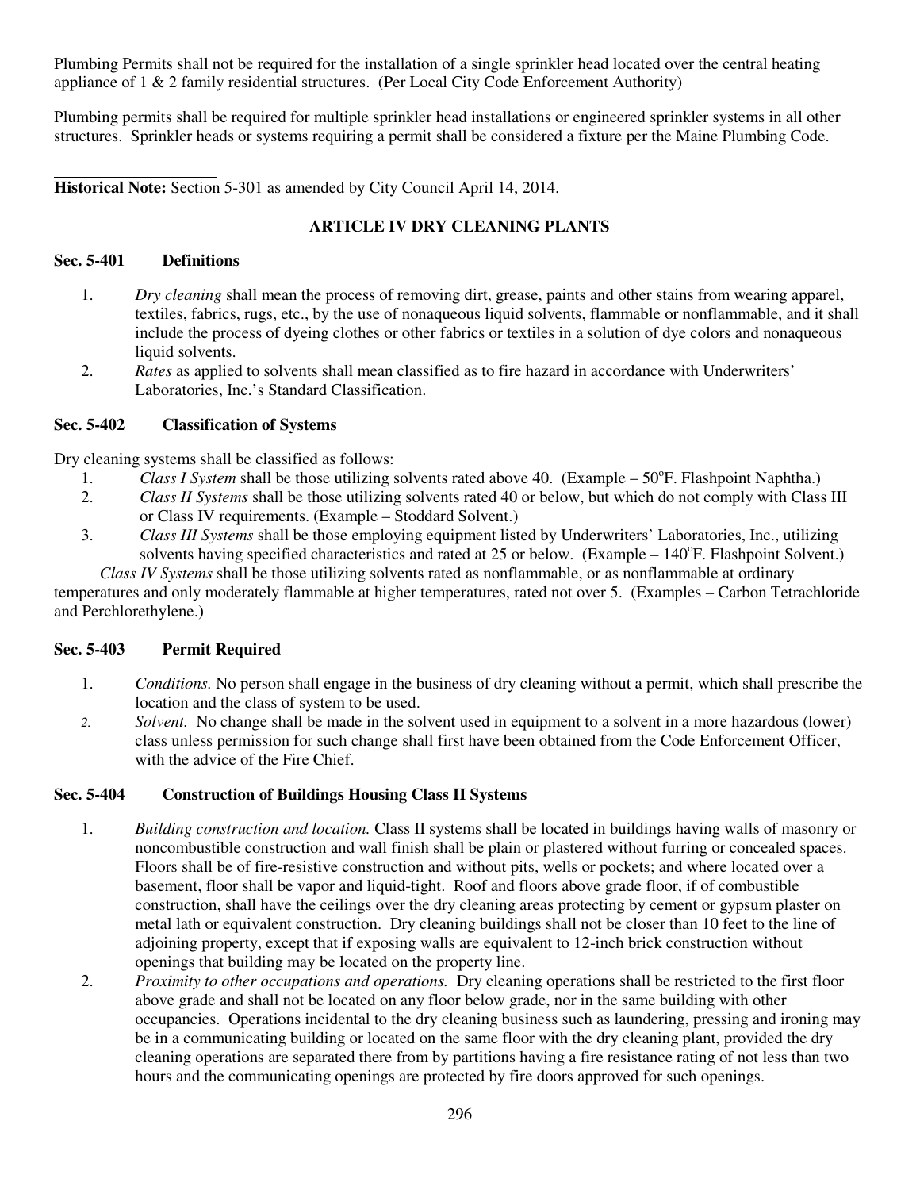Plumbing Permits shall not be required for the installation of a single sprinkler head located over the central heating appliance of 1 & 2 family residential structures. (Per Local City Code Enforcement Authority)

Plumbing permits shall be required for multiple sprinkler head installations or engineered sprinkler systems in all other structures. Sprinkler heads or systems requiring a permit shall be considered a fixture per the Maine Plumbing Code.

---

**Historical Note:** Section 5-301 as amended by City Council April 14, 2014.

## ARTICLE IV DRY CLEANING PLANTS

### Sec. 5-401 Definitions

1. *Dry cleaning* shall mean the process of removing dirt, grease, paints and other stains from wearing apparel, textiles, fabrics, rugs, etc., by the use of nonaqueous liquid solvents, flammable or nonflammable, and it shall include the process of dyeing clothes or other fabrics or textiles in a solution of dye colors and nonaqueous liquid solvents.
2. *Rates* as applied to solvents shall mean classified as to fire hazard in accordance with Underwriters' Laboratories, Inc.'s Standard Classification.

### Sec. 5-402 Classification of Systems

Dry cleaning systems shall be classified as follows:

1. *Class I System* shall be those utilizing solvents rated above 40. (Example – 50°F. Flashpoint Naphtha.)
2. *Class II Systems* shall be those utilizing solvents rated 40 or below, but which do not comply with Class III or Class IV requirements. (Example – Stoddard Solvent.)
3. *Class III Systems* shall be those employing equipment listed by Underwriters' Laboratories, Inc., utilizing solvents having specified characteristics and rated at 25 or below. (Example – 140°F. Flashpoint Solvent.)

*Class IV Systems* shall be those utilizing solvents rated as nonflammable, or as nonflammable at ordinary temperatures and only moderately flammable at higher temperatures, rated not over 5. (Examples – Carbon Tetrachloride and Perchlorethylene.)

### Sec. 5-403 Permit Required

1. *Conditions.* No person shall engage in the business of dry cleaning without a permit, which shall prescribe the location and the class of system to be used.
2. *Solvent.* No change shall be made in the solvent used in equipment to a solvent in a more hazardous (lower) class unless permission for such change shall first have been obtained from the Code Enforcement Officer, with the advice of the Fire Chief.

### Sec. 5-404 Construction of Buildings Housing Class II Systems

1. *Building construction and location.* Class II systems shall be located in buildings having walls of masonry or noncombustible construction and wall finish shall be plain or plastered without furring or concealed spaces. Floors shall be of fire-resistive construction and without pits, wells or pockets; and where located over a basement, floor shall be vapor and liquid-tight. Roof and floors above grade floor, if of combustible construction, shall have the ceilings over the dry cleaning areas protecting by cement or gypsum plaster on metal lath or equivalent construction. Dry cleaning buildings shall not be closer than 10 feet to the line of adjoining property, except that if exposing walls are equivalent to 12-inch brick construction without openings that building may be located on the property line.
2. *Proximity to other occupations and operations.* Dry cleaning operations shall be restricted to the first floor above grade and shall not be located on any floor below grade, nor in the same building with other occupancies. Operations incidental to the dry cleaning business such as laundering, pressing and ironing may be in a communicating building or located on the same floor with the dry cleaning plant, provided the dry cleaning operations are separated there from by partitions having a fire resistance rating of not less than two hours and the communicating openings are protected by fire doors approved for such openings.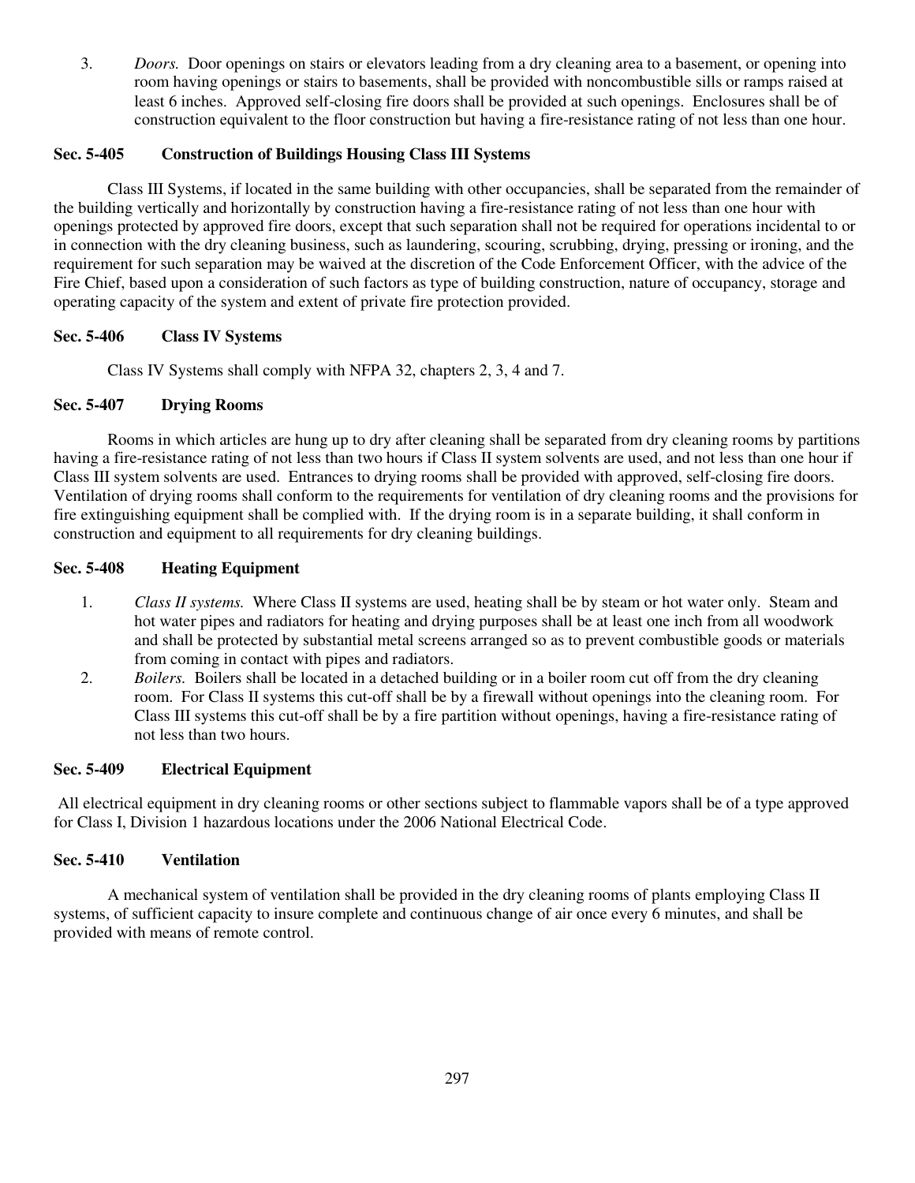3. *Doors.* Door openings on stairs or elevators leading from a dry cleaning area to a basement, or opening into room having openings or stairs to basements, shall be provided with noncombustible sills or ramps raised at least 6 inches. Approved self-closing fire doors shall be provided at such openings. Enclosures shall be of construction equivalent to the floor construction but having a fire-resistance rating of not less than one hour.

**Sec. 5-405 Construction of Buildings Housing Class III Systems**

Class III Systems, if located in the same building with other occupancies, shall be separated from the remainder of the building vertically and horizontally by construction having a fire-resistance rating of not less than one hour with openings protected by approved fire doors, except that such separation shall not be required for operations incidental to or in connection with the dry cleaning business, such as laundering, scouring, scrubbing, drying, pressing or ironing, and the requirement for such separation may be waived at the discretion of the Code Enforcement Officer, with the advice of the Fire Chief, based upon a consideration of such factors as type of building construction, nature of occupancy, storage and operating capacity of the system and extent of private fire protection provided.

**Sec. 5-406 Class IV Systems**

Class IV Systems shall comply with NFPA 32, chapters 2, 3, 4 and 7.

**Sec. 5-407 Drying Rooms**

Rooms in which articles are hung up to dry after cleaning shall be separated from dry cleaning rooms by partitions having a fire-resistance rating of not less than two hours if Class II system solvents are used, and not less than one hour if Class III system solvents are used. Entrances to drying rooms shall be provided with approved, self-closing fire doors. Ventilation of drying rooms shall conform to the requirements for ventilation of dry cleaning rooms and the provisions for fire extinguishing equipment shall be complied with. If the drying room is in a separate building, it shall conform in construction and equipment to all requirements for dry cleaning buildings.

**Sec. 5-408 Heating Equipment**

1. *Class II systems.* Where Class II systems are used, heating shall be by steam or hot water only. Steam and hot water pipes and radiators for heating and drying purposes shall be at least one inch from all woodwork and shall be protected by substantial metal screens arranged so as to prevent combustible goods or materials from coming in contact with pipes and radiators.
2. *Boilers.* Boilers shall be located in a detached building or in a boiler room cut off from the dry cleaning room. For Class II systems this cut-off shall be by a firewall without openings into the cleaning room. For Class III systems this cut-off shall be by a fire partition without openings, having a fire-resistance rating of not less than two hours.

**Sec. 5-409 Electrical Equipment**

All electrical equipment in dry cleaning rooms or other sections subject to flammable vapors shall be of a type approved for Class I, Division 1 hazardous locations under the 2006 National Electrical Code.

**Sec. 5-410 Ventilation**

A mechanical system of ventilation shall be provided in the dry cleaning rooms of plants employing Class II systems, of sufficient capacity to insure complete and continuous change of air once every 6 minutes, and shall be provided with means of remote control.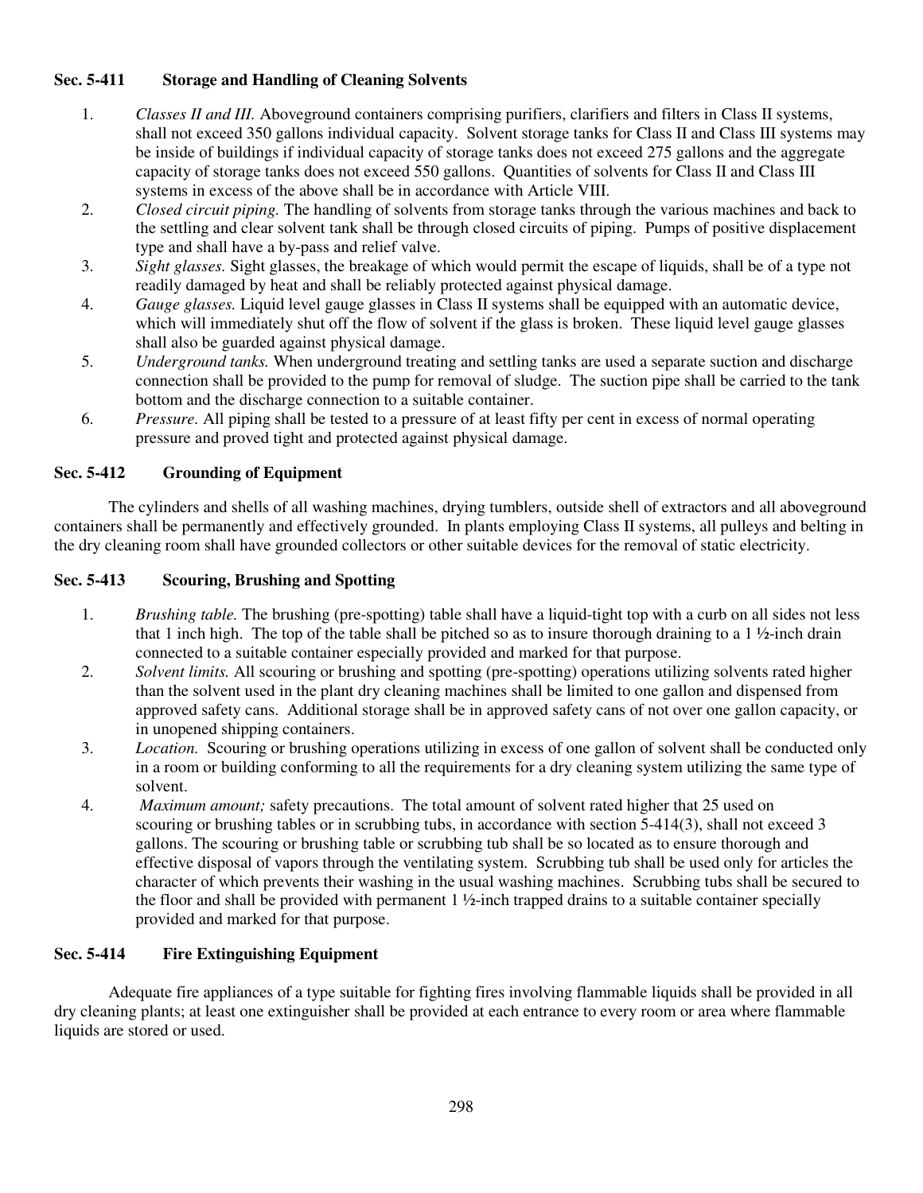### Sec. 5-411 Storage and Handling of Cleaning Solvents

1. *Classes II and III.* Aboveground containers comprising purifiers, clarifiers and filters in Class II systems, shall not exceed 350 gallons individual capacity. Solvent storage tanks for Class II and Class III systems may be inside of buildings if individual capacity of storage tanks does not exceed 275 gallons and the aggregate capacity of storage tanks does not exceed 550 gallons. Quantities of solvents for Class II and Class III systems in excess of the above shall be in accordance with Article VIII.
2. *Closed circuit piping.* The handling of solvents from storage tanks through the various machines and back to the settling and clear solvent tank shall be through closed circuits of piping. Pumps of positive displacement type and shall have a by-pass and relief valve.
3. *Sight glasses.* Sight glasses, the breakage of which would permit the escape of liquids, shall be of a type not readily damaged by heat and shall be reliably protected against physical damage.
4. *Gauge glasses.* Liquid level gauge glasses in Class II systems shall be equipped with an automatic device, which will immediately shut off the flow of solvent if the glass is broken. These liquid level gauge glasses shall also be guarded against physical damage.
5. *Underground tanks.* When underground treating and settling tanks are used a separate suction and discharge connection shall be provided to the pump for removal of sludge. The suction pipe shall be carried to the tank bottom and the discharge connection to a suitable container.
6. *Pressure.* All piping shall be tested to a pressure of at least fifty per cent in excess of normal operating pressure and proved tight and protected against physical damage.

### Sec. 5-412 Grounding of Equipment

The cylinders and shells of all washing machines, drying tumblers, outside shell of extractors and all aboveground containers shall be permanently and effectively grounded. In plants employing Class II systems, all pulleys and belting in the dry cleaning room shall have grounded collectors or other suitable devices for the removal of static electricity.

### Sec. 5-413 Scouring, Brushing and Spotting

1. *Brushing table.* The brushing (pre-spotting) table shall have a liquid-tight top with a curb on all sides not less that 1 inch high. The top of the table shall be pitched so as to insure thorough draining to a 1 ½-inch drain connected to a suitable container especially provided and marked for that purpose.
2. *Solvent limits.* All scouring or brushing and spotting (pre-spotting) operations utilizing solvents rated higher than the solvent used in the plant dry cleaning machines shall be limited to one gallon and dispensed from approved safety cans. Additional storage shall be in approved safety cans of not over one gallon capacity, or in unopened shipping containers.
3. *Location.* Scouring or brushing operations utilizing in excess of one gallon of solvent shall be conducted only in a room or building conforming to all the requirements for a dry cleaning system utilizing the same type of solvent.
4. *Maximum amount;* safety precautions. The total amount of solvent rated higher that 25 used on scouring or brushing tables or in scrubbing tubs, in accordance with section 5-414(3), shall not exceed 3 gallons. The scouring or brushing table or scrubbing tub shall be so located as to ensure thorough and effective disposal of vapors through the ventilating system. Scrubbing tub shall be used only for articles the character of which prevents their washing in the usual washing machines. Scrubbing tubs shall be secured to the floor and shall be provided with permanent 1 ½-inch trapped drains to a suitable container specially provided and marked for that purpose.

### Sec. 5-414 Fire Extinguishing Equipment

Adequate fire appliances of a type suitable for fighting fires involving flammable liquids shall be provided in all dry cleaning plants; at least one extinguisher shall be provided at each entrance to every room or area where flammable liquids are stored or used.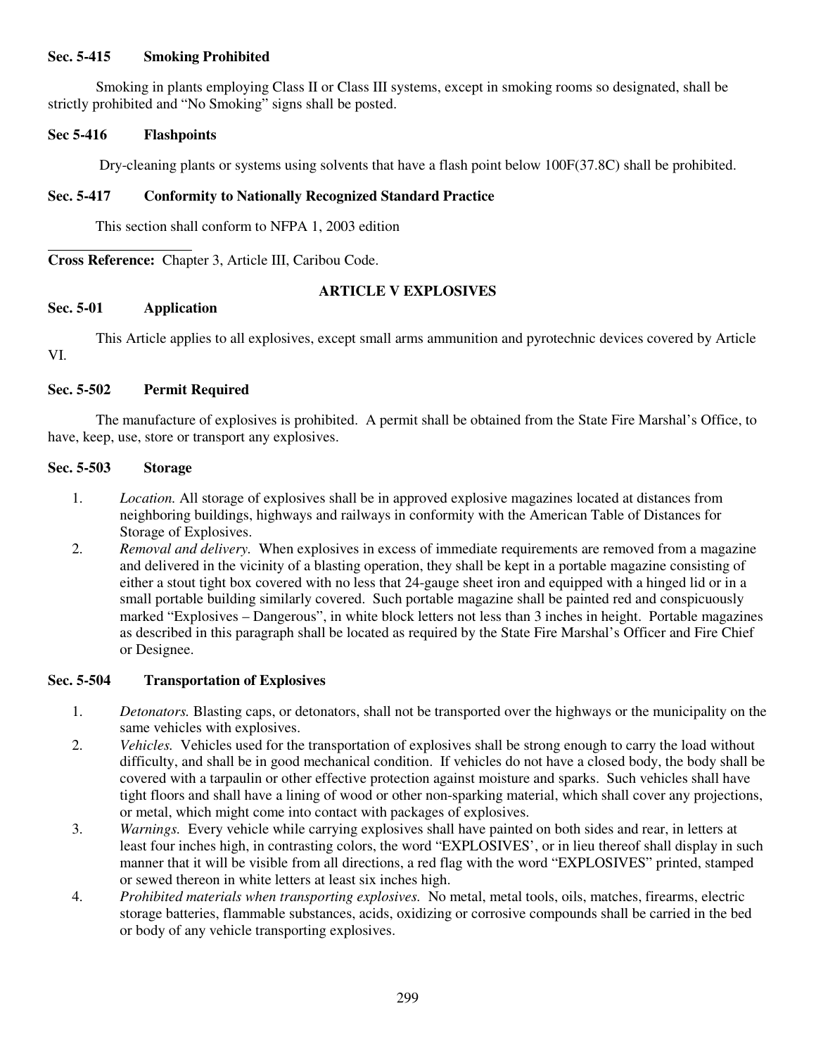**Sec. 5-415 Smoking Prohibited**

Smoking in plants employing Class II or Class III systems, except in smoking rooms so designated, shall be strictly prohibited and "No Smoking" signs shall be posted.

**Sec 5-416 Flashpoints**

Dry-cleaning plants or systems using solvents that have a flash point below 100F(37.8C) shall be prohibited.

**Sec. 5-417 Conformity to Nationally Recognized Standard Practice**

This section shall conform to NFPA 1, 2003 edition

---

**Cross Reference:** Chapter 3, Article III, Caribou Code.

## ARTICLE V EXPLOSIVES

**Sec. 5-01 Application**

This Article applies to all explosives, except small arms ammunition and pyrotechnic devices covered by Article VI.

**Sec. 5-502 Permit Required**

The manufacture of explosives is prohibited. A permit shall be obtained from the State Fire Marshal's Office, to have, keep, use, store or transport any explosives.

**Sec. 5-503 Storage**

1. *Location.* All storage of explosives shall be in approved explosive magazines located at distances from neighboring buildings, highways and railways in conformity with the American Table of Distances for Storage of Explosives.
2. *Removal and delivery.* When explosives in excess of immediate requirements are removed from a magazine and delivered in the vicinity of a blasting operation, they shall be kept in a portable magazine consisting of either a stout tight box covered with no less that 24-gauge sheet iron and equipped with a hinged lid or in a small portable building similarly covered. Such portable magazine shall be painted red and conspicuously marked "Explosives – Dangerous", in white block letters not less than 3 inches in height. Portable magazines as described in this paragraph shall be located as required by the State Fire Marshal's Officer and Fire Chief or Designee.

**Sec. 5-504 Transportation of Explosives**

1. *Detonators.* Blasting caps, or detonators, shall not be transported over the highways or the municipality on the same vehicles with explosives.
2. *Vehicles.* Vehicles used for the transportation of explosives shall be strong enough to carry the load without difficulty, and shall be in good mechanical condition. If vehicles do not have a closed body, the body shall be covered with a tarpaulin or other effective protection against moisture and sparks. Such vehicles shall have tight floors and shall have a lining of wood or other non-sparking material, which shall cover any projections, or metal, which might come into contact with packages of explosives.
3. *Warnings.* Every vehicle while carrying explosives shall have painted on both sides and rear, in letters at least four inches high, in contrasting colors, the word "EXPLOSIVES', or in lieu thereof shall display in such manner that it will be visible from all directions, a red flag with the word "EXPLOSIVES" printed, stamped or sewed thereon in white letters at least six inches high.
4. *Prohibited materials when transporting explosives.* No metal, metal tools, oils, matches, firearms, electric storage batteries, flammable substances, acids, oxidizing or corrosive compounds shall be carried in the bed or body of any vehicle transporting explosives.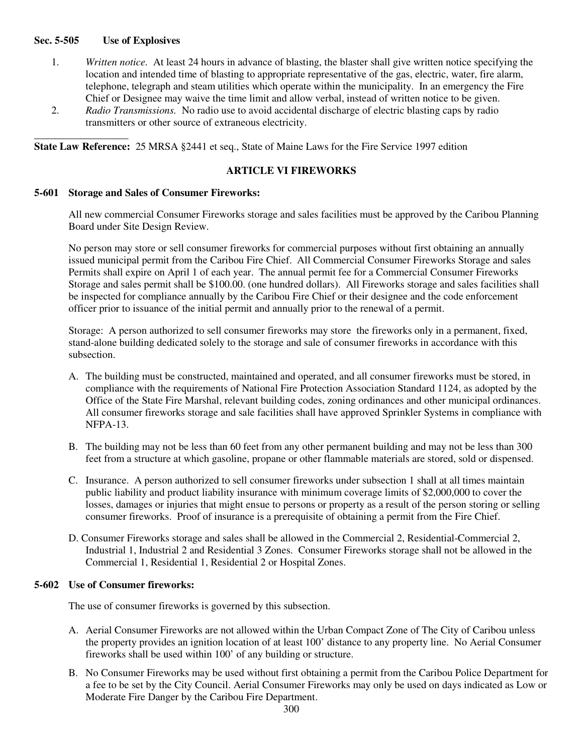**Sec. 5-505 Use of Explosives**

1. *Written notice.* At least 24 hours in advance of blasting, the blaster shall give written notice specifying the location and intended time of blasting to appropriate representative of the gas, electric, water, fire alarm, telephone, telegraph and steam utilities which operate within the municipality. In an emergency the Fire Chief or Designee may waive the time limit and allow verbal, instead of written notice to be given.
2. *Radio Transmissions.* No radio use to avoid accidental discharge of electric blasting caps by radio transmitters or other source of extraneous electricity.

---

**State Law Reference:** 25 MRSA §2441 et seq., State of Maine Laws for the Fire Service 1997 edition

## ARTICLE VI FIREWORKS

### 5-601 Storage and Sales of Consumer Fireworks:

All new commercial Consumer Fireworks storage and sales facilities must be approved by the Caribou Planning Board under Site Design Review.

No person may store or sell consumer fireworks for commercial purposes without first obtaining an annually issued municipal permit from the Caribou Fire Chief. All Commercial Consumer Fireworks Storage and sales Permits shall expire on April 1 of each year. The annual permit fee for a Commercial Consumer Fireworks Storage and sales permit shall be $100.00. (one hundred dollars). All Fireworks storage and sales facilities shall be inspected for compliance annually by the Caribou Fire Chief or their designee and the code enforcement officer prior to issuance of the initial permit and annually prior to the renewal of a permit.

Storage: A person authorized to sell consumer fireworks may store the fireworks only in a permanent, fixed, stand-alone building dedicated solely to the storage and sale of consumer fireworks in accordance with this subsection.

A. The building must be constructed, maintained and operated, and all consumer fireworks must be stored, in compliance with the requirements of National Fire Protection Association Standard 1124, as adopted by the Office of the State Fire Marshal, relevant building codes, zoning ordinances and other municipal ordinances. All consumer fireworks storage and sale facilities shall have approved Sprinkler Systems in compliance with NFPA-13.

B. The building may not be less than 60 feet from any other permanent building and may not be less than 300 feet from a structure at which gasoline, propane or other flammable materials are stored, sold or dispensed.

C. Insurance. A person authorized to sell consumer fireworks under subsection 1 shall at all times maintain public liability and product liability insurance with minimum coverage limits of $2,000,000 to cover the losses, damages or injuries that might ensue to persons or property as a result of the person storing or selling consumer fireworks. Proof of insurance is a prerequisite of obtaining a permit from the Fire Chief.

D. Consumer Fireworks storage and sales shall be allowed in the Commercial 2, Residential-Commercial 2, Industrial 1, Industrial 2 and Residential 3 Zones. Consumer Fireworks storage shall not be allowed in the Commercial 1, Residential 1, Residential 2 or Hospital Zones.

### 5-602 Use of Consumer fireworks:

The use of consumer fireworks is governed by this subsection.

A. Aerial Consumer Fireworks are not allowed within the Urban Compact Zone of The City of Caribou unless the property provides an ignition location of at least 100' distance to any property line. No Aerial Consumer fireworks shall be used within 100' of any building or structure.

B. No Consumer Fireworks may be used without first obtaining a permit from the Caribou Police Department for a fee to be set by the City Council. Aerial Consumer Fireworks may only be used on days indicated as Low or Moderate Fire Danger by the Caribou Fire Department.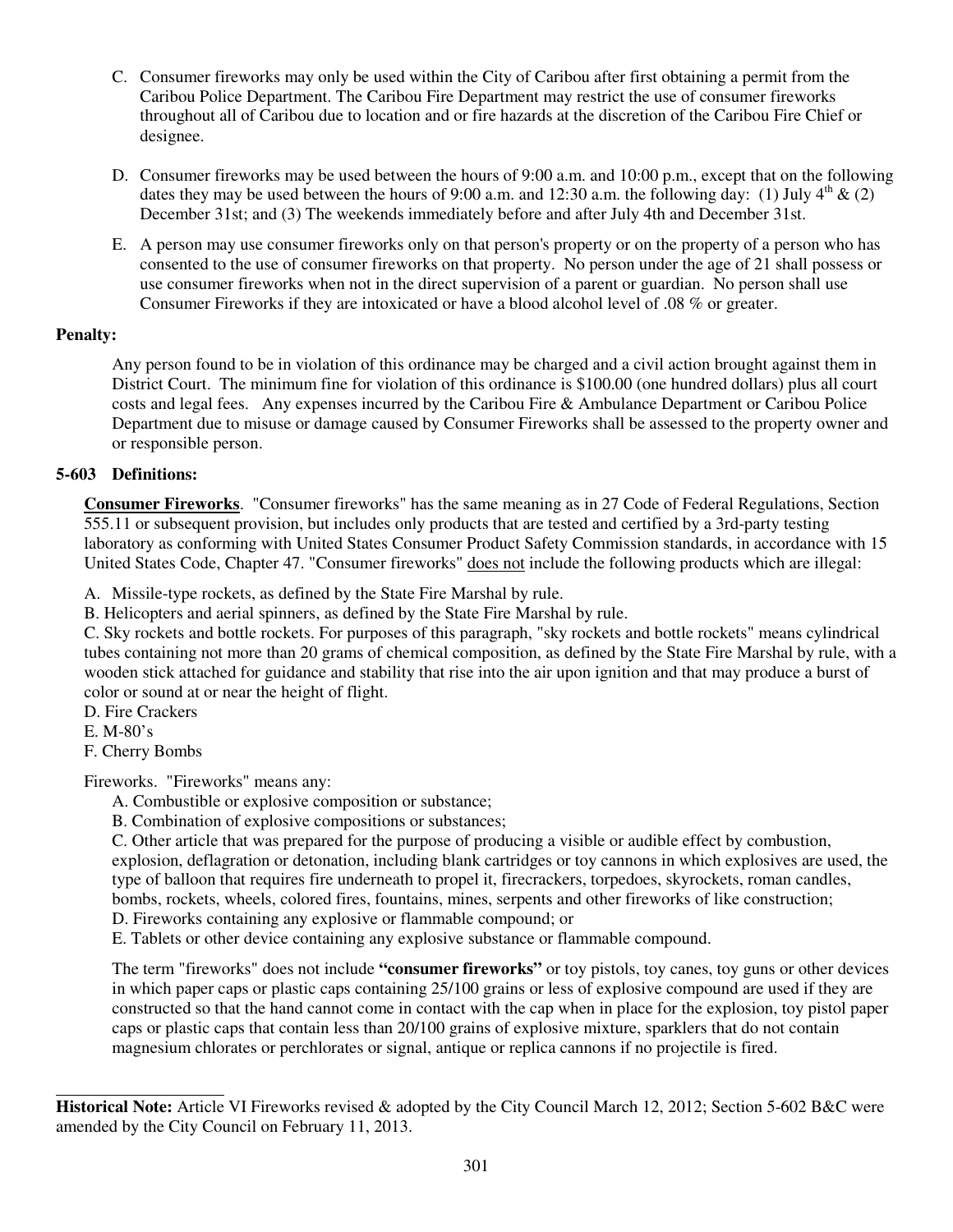C. Consumer fireworks may only be used within the City of Caribou after first obtaining a permit from the Caribou Police Department. The Caribou Fire Department may restrict the use of consumer fireworks throughout all of Caribou due to location and or fire hazards at the discretion of the Caribou Fire Chief or designee.

D. Consumer fireworks may be used between the hours of 9:00 a.m. and 10:00 p.m., except that on the following dates they may be used between the hours of 9:00 a.m. and 12:30 a.m. the following day: (1) July 4th & (2) December 31st; and (3) The weekends immediately before and after July 4th and December 31st.

E. A person may use consumer fireworks only on that person's property or on the property of a person who has consented to the use of consumer fireworks on that property. No person under the age of 21 shall possess or use consumer fireworks when not in the direct supervision of a parent or guardian. No person shall use Consumer Fireworks if they are intoxicated or have a blood alcohol level of .08 % or greater.

**Penalty:**

Any person found to be in violation of this ordinance may be charged and a civil action brought against them in District Court. The minimum fine for violation of this ordinance is $100.00 (one hundred dollars) plus all court costs and legal fees. Any expenses incurred by the Caribou Fire & Ambulance Department or Caribou Police Department due to misuse or damage caused by Consumer Fireworks shall be assessed to the property owner and or responsible person.

**5-603 Definitions:**

**Consumer Fireworks**. "Consumer fireworks" has the same meaning as in 27 Code of Federal Regulations, Section 555.11 or subsequent provision, but includes only products that are tested and certified by a 3rd-party testing laboratory as conforming with United States Consumer Product Safety Commission standards, in accordance with 15 United States Code, Chapter 47. "Consumer fireworks" does not include the following products which are illegal:

A. Missile-type rockets, as defined by the State Fire Marshal by rule.
B. Helicopters and aerial spinners, as defined by the State Fire Marshal by rule.
C. Sky rockets and bottle rockets. For purposes of this paragraph, "sky rockets and bottle rockets" means cylindrical tubes containing not more than 20 grams of chemical composition, as defined by the State Fire Marshal by rule, with a wooden stick attached for guidance and stability that rise into the air upon ignition and that may produce a burst of color or sound at or near the height of flight.
D. Fire Crackers
E. M-80's
F. Cherry Bombs

Fireworks. "Fireworks" means any:

A. Combustible or explosive composition or substance;
B. Combination of explosive compositions or substances;
C. Other article that was prepared for the purpose of producing a visible or audible effect by combustion, explosion, deflagration or detonation, including blank cartridges or toy cannons in which explosives are used, the type of balloon that requires fire underneath to propel it, firecrackers, torpedoes, skyrockets, roman candles, bombs, rockets, wheels, colored fires, fountains, mines, serpents and other fireworks of like construction;
D. Fireworks containing any explosive or flammable compound; or
E. Tablets or other device containing any explosive substance or flammable compound.

The term "fireworks" does not include **"consumer fireworks"** or toy pistols, toy canes, toy guns or other devices in which paper caps or plastic caps containing 25/100 grains or less of explosive compound are used if they are constructed so that the hand cannot come in contact with the cap when in place for the explosion, toy pistol paper caps or plastic caps that contain less than 20/100 grains of explosive mixture, sparklers that do not contain magnesium chlorates or perchlorates or signal, antique or replica cannons if no projectile is fired.

---

**Historical Note:** Article VI Fireworks revised & adopted by the City Council March 12, 2012; Section 5-602 B&C were amended by the City Council on February 11, 2013.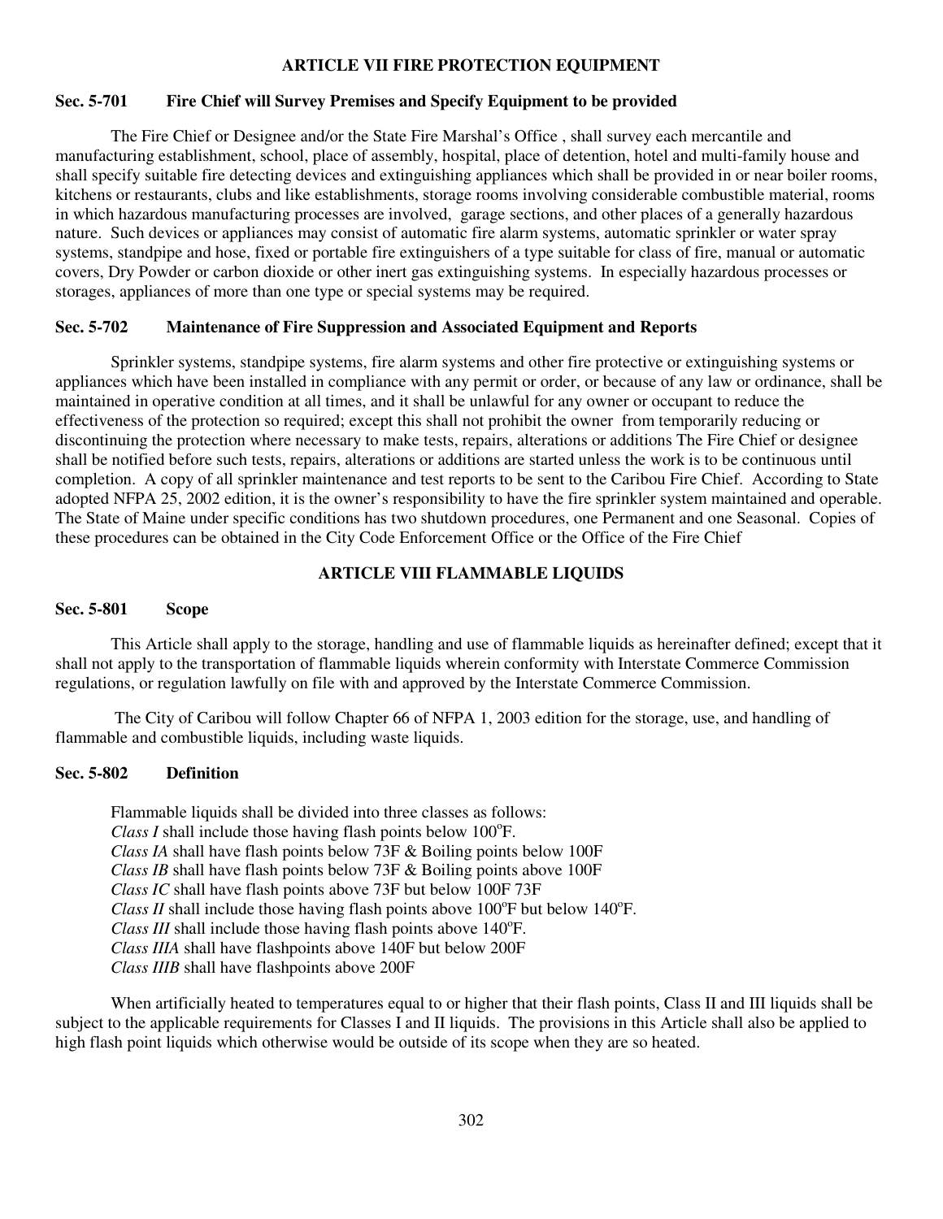## ARTICLE VII FIRE PROTECTION EQUIPMENT

### Sec. 5-701 Fire Chief will Survey Premises and Specify Equipment to be provided

The Fire Chief or Designee and/or the State Fire Marshal's Office , shall survey each mercantile and manufacturing establishment, school, place of assembly, hospital, place of detention, hotel and multi-family house and shall specify suitable fire detecting devices and extinguishing appliances which shall be provided in or near boiler rooms, kitchens or restaurants, clubs and like establishments, storage rooms involving considerable combustible material, rooms in which hazardous manufacturing processes are involved, garage sections, and other places of a generally hazardous nature. Such devices or appliances may consist of automatic fire alarm systems, automatic sprinkler or water spray systems, standpipe and hose, fixed or portable fire extinguishers of a type suitable for class of fire, manual or automatic covers, Dry Powder or carbon dioxide or other inert gas extinguishing systems. In especially hazardous processes or storages, appliances of more than one type or special systems may be required.

### Sec. 5-702 Maintenance of Fire Suppression and Associated Equipment and Reports

Sprinkler systems, standpipe systems, fire alarm systems and other fire protective or extinguishing systems or appliances which have been installed in compliance with any permit or order, or because of any law or ordinance, shall be maintained in operative condition at all times, and it shall be unlawful for any owner or occupant to reduce the effectiveness of the protection so required; except this shall not prohibit the owner from temporarily reducing or discontinuing the protection where necessary to make tests, repairs, alterations or additions The Fire Chief or designee shall be notified before such tests, repairs, alterations or additions are started unless the work is to be continuous until completion. A copy of all sprinkler maintenance and test reports to be sent to the Caribou Fire Chief. According to State adopted NFPA 25, 2002 edition, it is the owner's responsibility to have the fire sprinkler system maintained and operable. The State of Maine under specific conditions has two shutdown procedures, one Permanent and one Seasonal. Copies of these procedures can be obtained in the City Code Enforcement Office or the Office of the Fire Chief

## ARTICLE VIII FLAMMABLE LIQUIDS

### Sec. 5-801 Scope

This Article shall apply to the storage, handling and use of flammable liquids as hereinafter defined; except that it shall not apply to the transportation of flammable liquids wherein conformity with Interstate Commerce Commission regulations, or regulation lawfully on file with and approved by the Interstate Commerce Commission.

The City of Caribou will follow Chapter 66 of NFPA 1, 2003 edition for the storage, use, and handling of flammable and combustible liquids, including waste liquids.

### Sec. 5-802 Definition

Flammable liquids shall be divided into three classes as follows:
*Class I* shall include those having flash points below 100°F.
*Class IA* shall have flash points below 73F & Boiling points below 100F
*Class IB* shall have flash points below 73F & Boiling points above 100F
*Class IC* shall have flash points above 73F but below 100F 73F
*Class II* shall include those having flash points above 100°F but below 140°F.
*Class III* shall include those having flash points above 140°F.
*Class IIIA* shall have flashpoints above 140F but below 200F
*Class IIIB* shall have flashpoints above 200F

When artificially heated to temperatures equal to or higher that their flash points, Class II and III liquids shall be subject to the applicable requirements for Classes I and II liquids. The provisions in this Article shall also be applied to high flash point liquids which otherwise would be outside of its scope when they are so heated.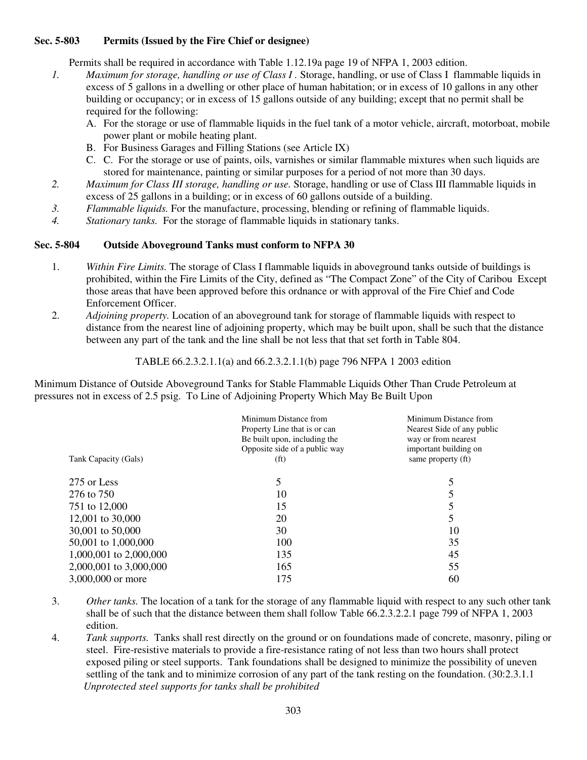### Sec. 5-803 Permits (Issued by the Fire Chief or designee)

Permits shall be required in accordance with Table 1.12.19a page 19 of NFPA 1, 2003 edition.

1. *Maximum for storage, handling or use of Class I* . Storage, handling, or use of Class I flammable liquids in excess of 5 gallons in a dwelling or other place of human habitation; or in excess of 10 gallons in any other building or occupancy; or in excess of 15 gallons outside of any building; except that no permit shall be required for the following:
   - A. For the storage or use of flammable liquids in the fuel tank of a motor vehicle, aircraft, motorboat, mobile power plant or mobile heating plant.
   - B. For Business Garages and Filling Stations (see Article IX)
   - C. C. For the storage or use of paints, oils, varnishes or similar flammable mixtures when such liquids are stored for maintenance, painting or similar purposes for a period of not more than 30 days.
2. *Maximum for Class III storage, handling or use.* Storage, handling or use of Class III flammable liquids in excess of 25 gallons in a building; or in excess of 60 gallons outside of a building.
3. *Flammable liquids.* For the manufacture, processing, blending or refining of flammable liquids.
4. *Stationary tanks.* For the storage of flammable liquids in stationary tanks.

### Sec. 5-804 Outside Aboveground Tanks must conform to NFPA 30

1. *Within Fire Limits.* The storage of Class I flammable liquids in aboveground tanks outside of buildings is prohibited, within the Fire Limits of the City, defined as "The Compact Zone" of the City of Caribou Except those areas that have been approved before this ordnance or with approval of the Fire Chief and Code Enforcement Officer.
2. *Adjoining property.* Location of an aboveground tank for storage of flammable liquids with respect to distance from the nearest line of adjoining property, which may be built upon, shall be such that the distance between any part of the tank and the line shall be not less that that set forth in Table 804.

TABLE 66.2.3.2.1.1(a) and 66.2.3.2.1.1(b) page 796 NFPA 1 2003 edition

Minimum Distance of Outside Aboveground Tanks for Stable Flammable Liquids Other Than Crude Petroleum at pressures not in excess of 2.5 psig. To Line of Adjoining Property Which May Be Built Upon

| Tank Capacity (Gals) | Minimum Distance from Property Line that is or can Be built upon, including the Opposite side of a public way (ft) | Minimum Distance from Nearest Side of any public way or from nearest important building on same property (ft) |
|---|---|---|
| 275 or Less | 5 | 5 |
| 276 to 750 | 10 | 5 |
| 751 to 12,000 | 15 | 5 |
| 12,001 to 30,000 | 20 | 5 |
| 30,001 to 50,000 | 30 | 10 |
| 50,001 to 1,000,000 | 100 | 35 |
| 1,000,001 to 2,000,000 | 135 | 45 |
| 2,000,001 to 3,000,000 | 165 | 55 |
| 3,000,000 or more | 175 | 60 |

3. *Other tanks.* The location of a tank for the storage of any flammable liquid with respect to any such other tank shall be of such that the distance between them shall follow Table 66.2.3.2.2.1 page 799 of NFPA 1, 2003 edition.
4. *Tank supports.* Tanks shall rest directly on the ground or on foundations made of concrete, masonry, piling or steel. Fire-resistive materials to provide a fire-resistance rating of not less than two hours shall protect exposed piling or steel supports. Tank foundations shall be designed to minimize the possibility of uneven settling of the tank and to minimize corrosion of any part of the tank resting on the foundation. (30:2.3.1.1 *Unprotected steel supports for tanks shall be prohibited*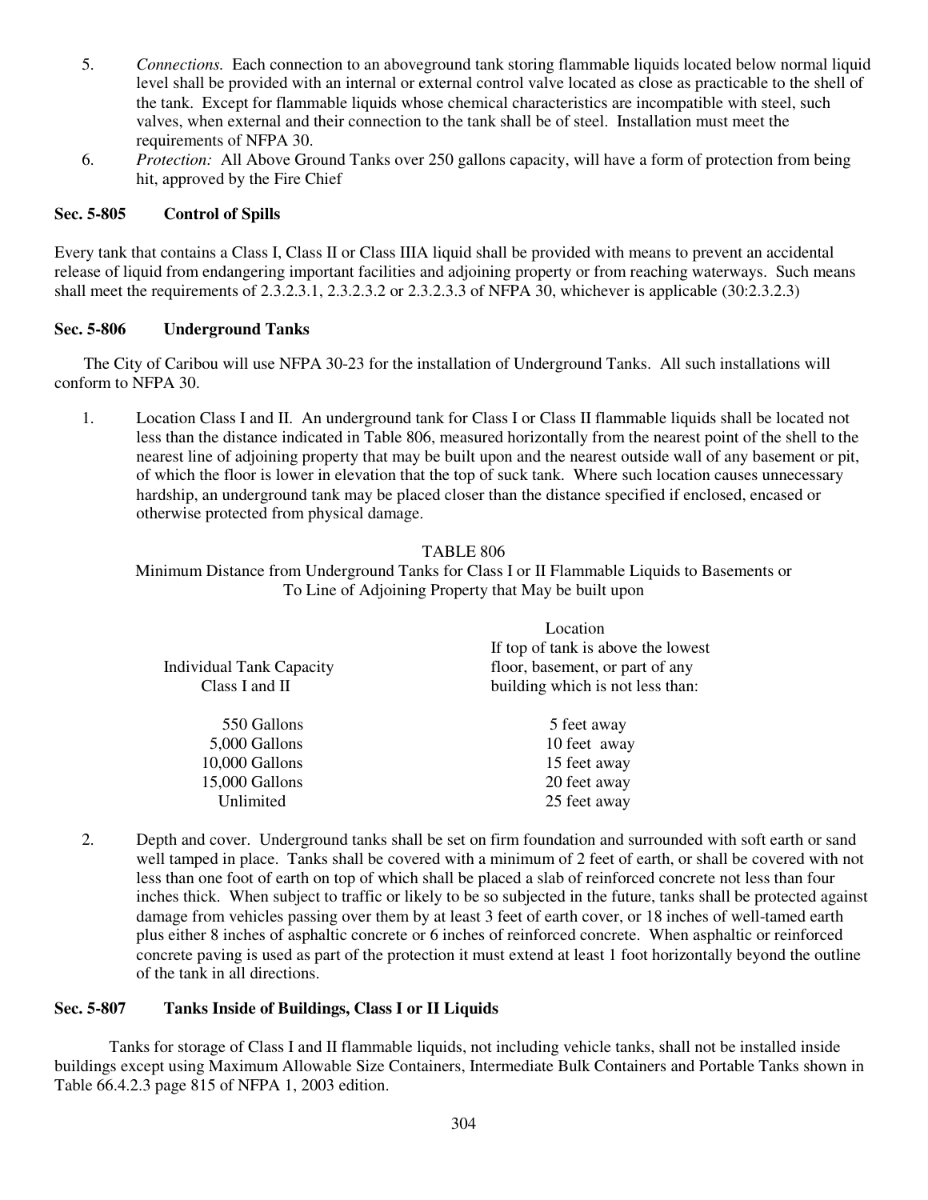5. *Connections.* Each connection to an aboveground tank storing flammable liquids located below normal liquid level shall be provided with an internal or external control valve located as close as practicable to the shell of the tank. Except for flammable liquids whose chemical characteristics are incompatible with steel, such valves, when external and their connection to the tank shall be of steel. Installation must meet the requirements of NFPA 30.
6. *Protection:* All Above Ground Tanks over 250 gallons capacity, will have a form of protection from being hit, approved by the Fire Chief

**Sec. 5-805 Control of Spills**

Every tank that contains a Class I, Class II or Class IIIA liquid shall be provided with means to prevent an accidental release of liquid from endangering important facilities and adjoining property or from reaching waterways. Such means shall meet the requirements of 2.3.2.3.1, 2.3.2.3.2 or 2.3.2.3.3 of NFPA 30, whichever is applicable (30:2.3.2.3)

**Sec. 5-806 Underground Tanks**

The City of Caribou will use NFPA 30-23 for the installation of Underground Tanks. All such installations will conform to NFPA 30.

1. Location Class I and II. An underground tank for Class I or Class II flammable liquids shall be located not less than the distance indicated in Table 806, measured horizontally from the nearest point of the shell to the nearest line of adjoining property that may be built upon and the nearest outside wall of any basement or pit, of which the floor is lower in elevation that the top of suck tank. Where such location causes unnecessary hardship, an underground tank may be placed closer than the distance specified if enclosed, encased or otherwise protected from physical damage.

TABLE 806

Minimum Distance from Underground Tanks for Class I or II Flammable Liquids to Basements or To Line of Adjoining Property that May be built upon

| Individual Tank Capacity Class I and II | Location If top of tank is above the lowest floor, basement, or part of any building which is not less than: |
|---|---|
| 550 Gallons | 5 feet away |
| 5,000 Gallons | 10 feet away |
| 10,000 Gallons | 15 feet away |
| 15,000 Gallons | 20 feet away |
| Unlimited | 25 feet away |

2. Depth and cover. Underground tanks shall be set on firm foundation and surrounded with soft earth or sand well tamped in place. Tanks shall be covered with a minimum of 2 feet of earth, or shall be covered with not less than one foot of earth on top of which shall be placed a slab of reinforced concrete not less than four inches thick. When subject to traffic or likely to be so subjected in the future, tanks shall be protected against damage from vehicles passing over them by at least 3 feet of earth cover, or 18 inches of well-tamed earth plus either 8 inches of asphaltic concrete or 6 inches of reinforced concrete. When asphaltic or reinforced concrete paving is used as part of the protection it must extend at least 1 foot horizontally beyond the outline of the tank in all directions.

**Sec. 5-807 Tanks Inside of Buildings, Class I or II Liquids**

Tanks for storage of Class I and II flammable liquids, not including vehicle tanks, shall not be installed inside buildings except using Maximum Allowable Size Containers, Intermediate Bulk Containers and Portable Tanks shown in Table 66.4.2.3 page 815 of NFPA 1, 2003 edition.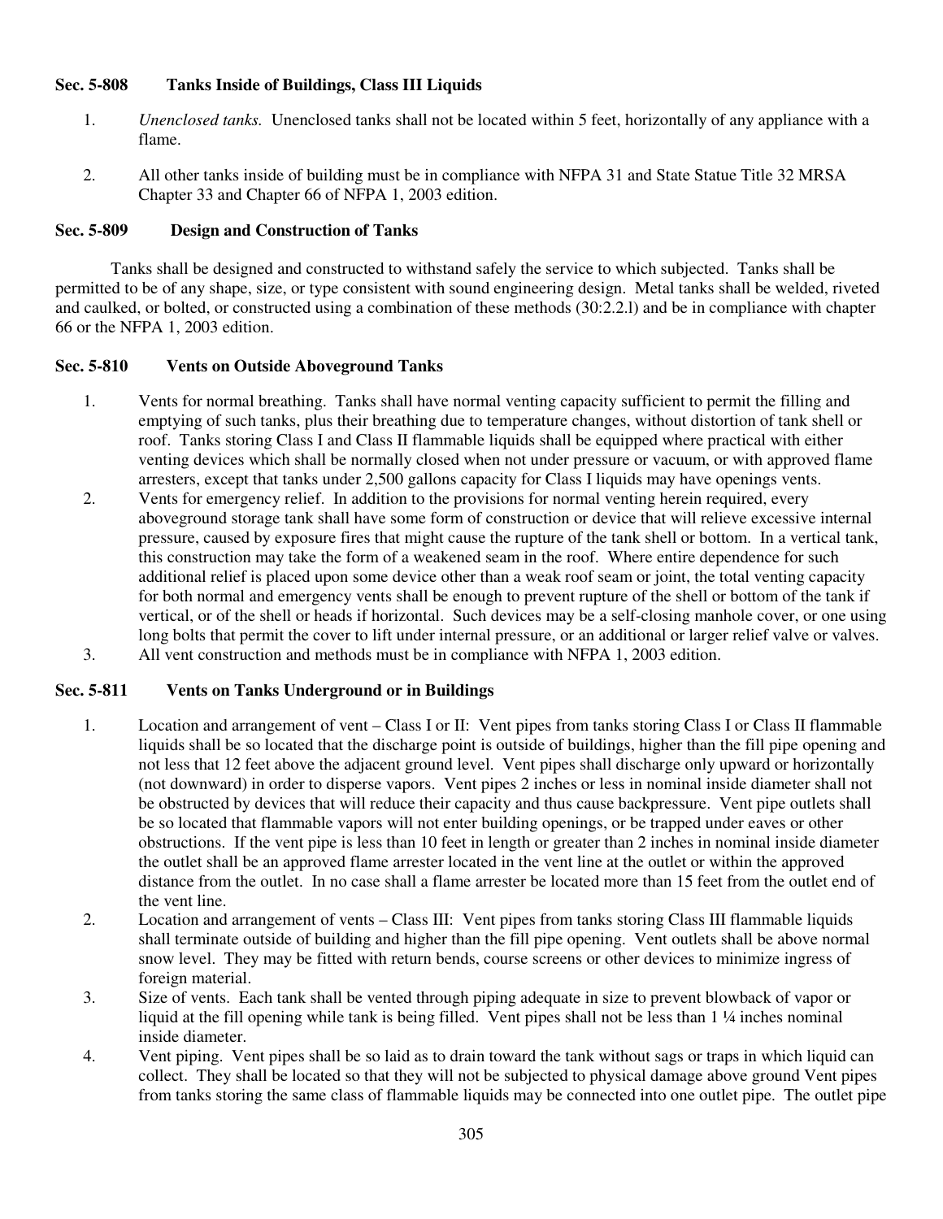**Sec. 5-808 Tanks Inside of Buildings, Class III Liquids**

1. *Unenclosed tanks.* Unenclosed tanks shall not be located within 5 feet, horizontally of any appliance with a flame.
2. All other tanks inside of building must be in compliance with NFPA 31 and State Statue Title 32 MRSA Chapter 33 and Chapter 66 of NFPA 1, 2003 edition.

**Sec. 5-809 Design and Construction of Tanks**

Tanks shall be designed and constructed to withstand safely the service to which subjected. Tanks shall be permitted to be of any shape, size, or type consistent with sound engineering design. Metal tanks shall be welded, riveted and caulked, or bolted, or constructed using a combination of these methods (30:2.2.l) and be in compliance with chapter 66 or the NFPA 1, 2003 edition.

**Sec. 5-810 Vents on Outside Aboveground Tanks**

1. Vents for normal breathing. Tanks shall have normal venting capacity sufficient to permit the filling and emptying of such tanks, plus their breathing due to temperature changes, without distortion of tank shell or roof. Tanks storing Class I and Class II flammable liquids shall be equipped where practical with either venting devices which shall be normally closed when not under pressure or vacuum, or with approved flame arresters, except that tanks under 2,500 gallons capacity for Class I liquids may have openings vents.
2. Vents for emergency relief. In addition to the provisions for normal venting herein required, every aboveground storage tank shall have some form of construction or device that will relieve excessive internal pressure, caused by exposure fires that might cause the rupture of the tank shell or bottom. In a vertical tank, this construction may take the form of a weakened seam in the roof. Where entire dependence for such additional relief is placed upon some device other than a weak roof seam or joint, the total venting capacity for both normal and emergency vents shall be enough to prevent rupture of the shell or bottom of the tank if vertical, or of the shell or heads if horizontal. Such devices may be a self-closing manhole cover, or one using long bolts that permit the cover to lift under internal pressure, or an additional or larger relief valve or valves.
3. All vent construction and methods must be in compliance with NFPA 1, 2003 edition.

**Sec. 5-811 Vents on Tanks Underground or in Buildings**

1. Location and arrangement of vent – Class I or II: Vent pipes from tanks storing Class I or Class II flammable liquids shall be so located that the discharge point is outside of buildings, higher than the fill pipe opening and not less that 12 feet above the adjacent ground level. Vent pipes shall discharge only upward or horizontally (not downward) in order to disperse vapors. Vent pipes 2 inches or less in nominal inside diameter shall not be obstructed by devices that will reduce their capacity and thus cause backpressure. Vent pipe outlets shall be so located that flammable vapors will not enter building openings, or be trapped under eaves or other obstructions. If the vent pipe is less than 10 feet in length or greater than 2 inches in nominal inside diameter the outlet shall be an approved flame arrester located in the vent line at the outlet or within the approved distance from the outlet. In no case shall a flame arrester be located more than 15 feet from the outlet end of the vent line.
2. Location and arrangement of vents – Class III: Vent pipes from tanks storing Class III flammable liquids shall terminate outside of building and higher than the fill pipe opening. Vent outlets shall be above normal snow level. They may be fitted with return bends, course screens or other devices to minimize ingress of foreign material.
3. Size of vents. Each tank shall be vented through piping adequate in size to prevent blowback of vapor or liquid at the fill opening while tank is being filled. Vent pipes shall not be less than 1 ¼ inches nominal inside diameter.
4. Vent piping. Vent pipes shall be so laid as to drain toward the tank without sags or traps in which liquid can collect. They shall be located so that they will not be subjected to physical damage above ground Vent pipes from tanks storing the same class of flammable liquids may be connected into one outlet pipe. The outlet pipe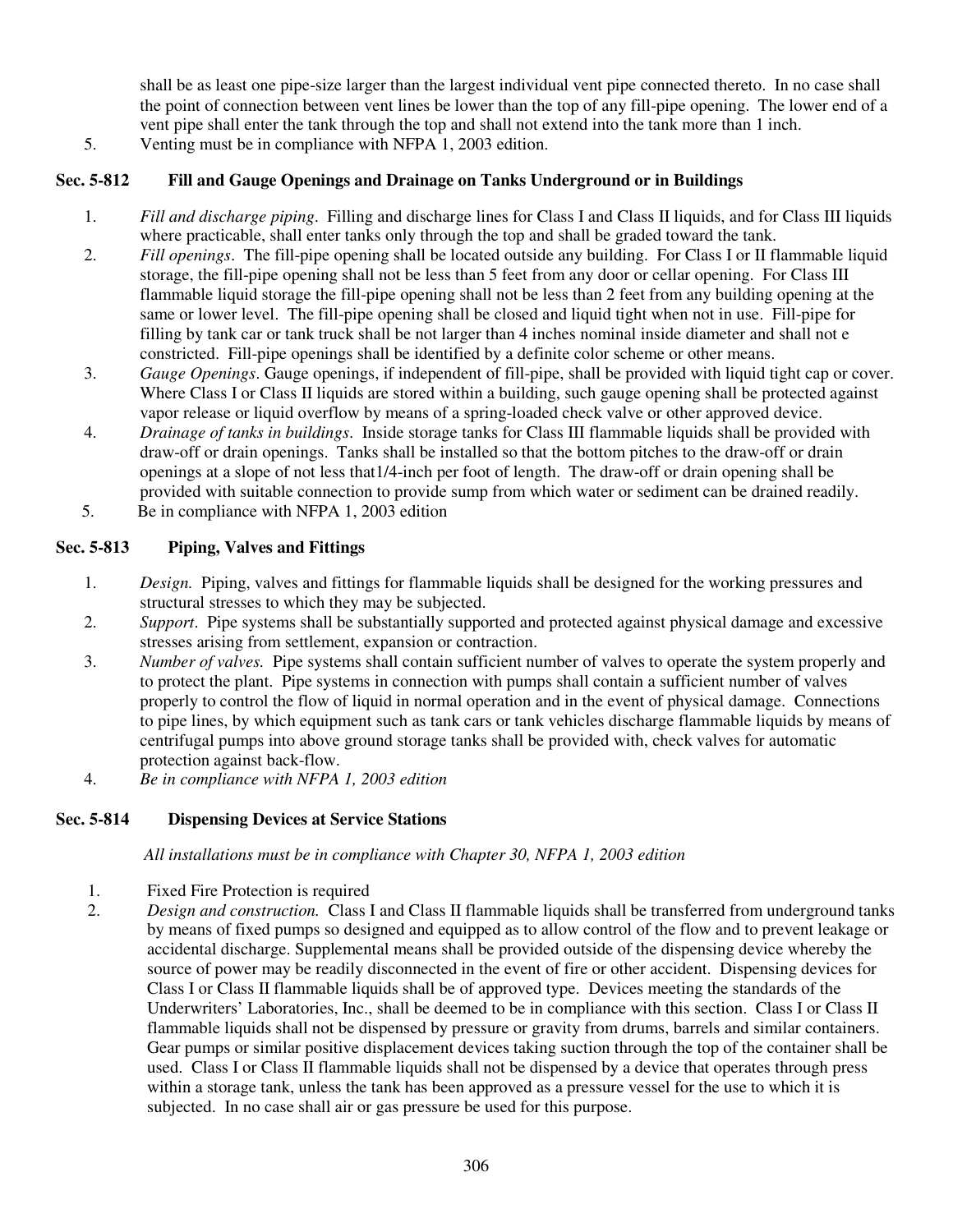shall be as least one pipe-size larger than the largest individual vent pipe connected thereto. In no case shall the point of connection between vent lines be lower than the top of any fill-pipe opening. The lower end of a vent pipe shall enter the tank through the top and shall not extend into the tank more than 1 inch.

5. Venting must be in compliance with NFPA 1, 2003 edition.

### Sec. 5-812 Fill and Gauge Openings and Drainage on Tanks Underground or in Buildings

1. *Fill and discharge piping*. Filling and discharge lines for Class I and Class II liquids, and for Class III liquids where practicable, shall enter tanks only through the top and shall be graded toward the tank.
2. *Fill openings*. The fill-pipe opening shall be located outside any building. For Class I or II flammable liquid storage, the fill-pipe opening shall not be less than 5 feet from any door or cellar opening. For Class III flammable liquid storage the fill-pipe opening shall not be less than 2 feet from any building opening at the same or lower level. The fill-pipe opening shall be closed and liquid tight when not in use. Fill-pipe for filling by tank car or tank truck shall be not larger than 4 inches nominal inside diameter and shall not e constricted. Fill-pipe openings shall be identified by a definite color scheme or other means.
3. *Gauge Openings*. Gauge openings, if independent of fill-pipe, shall be provided with liquid tight cap or cover. Where Class I or Class II liquids are stored within a building, such gauge opening shall be protected against vapor release or liquid overflow by means of a spring-loaded check valve or other approved device.
4. *Drainage of tanks in buildings*. Inside storage tanks for Class III flammable liquids shall be provided with draw-off or drain openings. Tanks shall be installed so that the bottom pitches to the draw-off or drain openings at a slope of not less that1/4-inch per foot of length. The draw-off or drain opening shall be provided with suitable connection to provide sump from which water or sediment can be drained readily.
5. Be in compliance with NFPA 1, 2003 edition

### Sec. 5-813 Piping, Valves and Fittings

1. *Design.* Piping, valves and fittings for flammable liquids shall be designed for the working pressures and structural stresses to which they may be subjected.
2. *Support*. Pipe systems shall be substantially supported and protected against physical damage and excessive stresses arising from settlement, expansion or contraction.
3. *Number of valves.* Pipe systems shall contain sufficient number of valves to operate the system properly and to protect the plant. Pipe systems in connection with pumps shall contain a sufficient number of valves properly to control the flow of liquid in normal operation and in the event of physical damage. Connections to pipe lines, by which equipment such as tank cars or tank vehicles discharge flammable liquids by means of centrifugal pumps into above ground storage tanks shall be provided with, check valves for automatic protection against back-flow.
4. *Be in compliance with NFPA 1, 2003 edition*

### Sec. 5-814 Dispensing Devices at Service Stations

*All installations must be in compliance with Chapter 30, NFPA 1, 2003 edition*

1. Fixed Fire Protection is required
2. *Design and construction.* Class I and Class II flammable liquids shall be transferred from underground tanks by means of fixed pumps so designed and equipped as to allow control of the flow and to prevent leakage or accidental discharge. Supplemental means shall be provided outside of the dispensing device whereby the source of power may be readily disconnected in the event of fire or other accident. Dispensing devices for Class I or Class II flammable liquids shall be of approved type. Devices meeting the standards of the Underwriters' Laboratories, Inc., shall be deemed to be in compliance with this section. Class I or Class II flammable liquids shall not be dispensed by pressure or gravity from drums, barrels and similar containers. Gear pumps or similar positive displacement devices taking suction through the top of the container shall be used. Class I or Class II flammable liquids shall not be dispensed by a device that operates through press within a storage tank, unless the tank has been approved as a pressure vessel for the use to which it is subjected. In no case shall air or gas pressure be used for this purpose.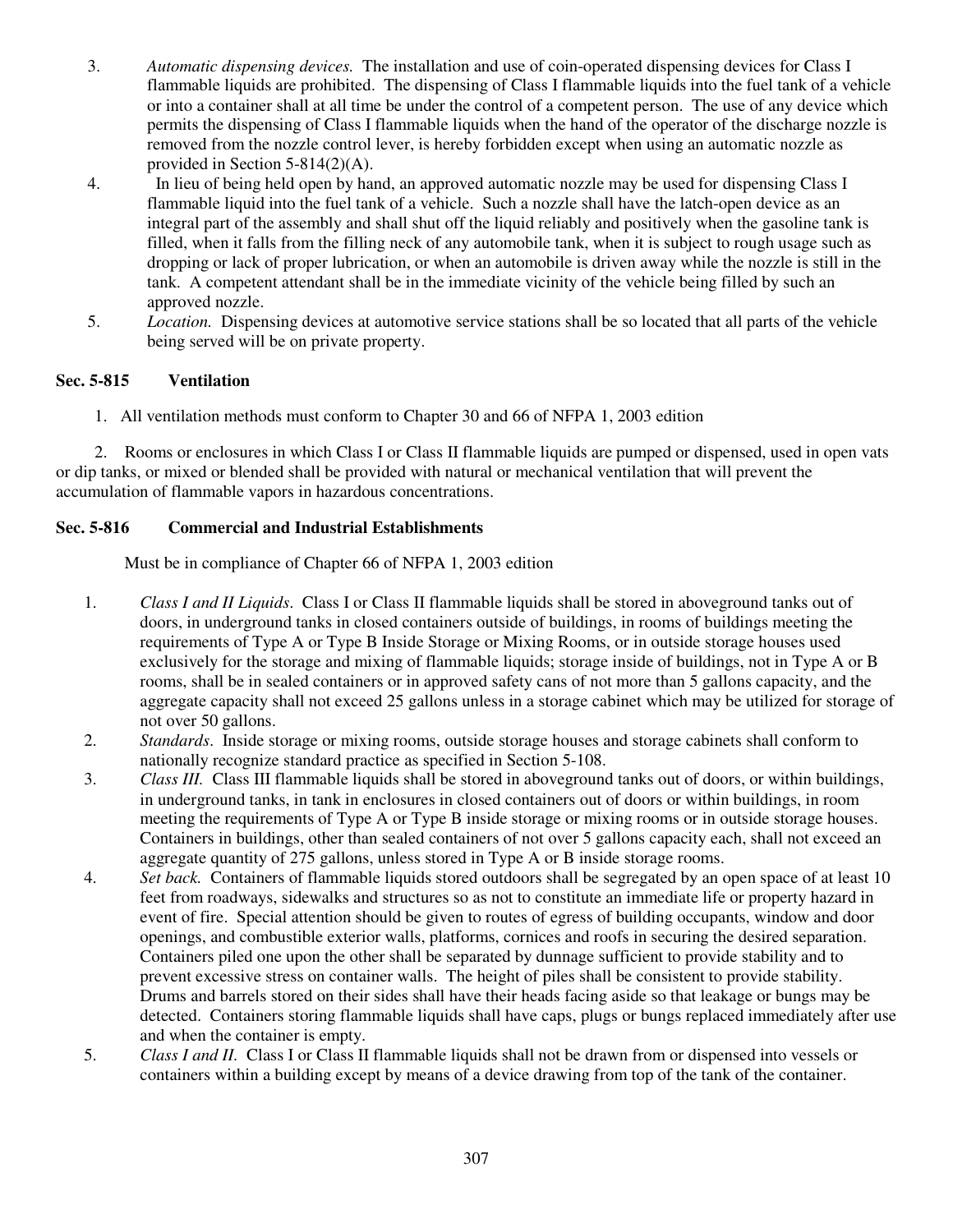3. *Automatic dispensing devices.* The installation and use of coin-operated dispensing devices for Class I flammable liquids are prohibited. The dispensing of Class I flammable liquids into the fuel tank of a vehicle or into a container shall at all time be under the control of a competent person. The use of any device which permits the dispensing of Class I flammable liquids when the hand of the operator of the discharge nozzle is removed from the nozzle control lever, is hereby forbidden except when using an automatic nozzle as provided in Section 5-814(2)(A).
4. In lieu of being held open by hand, an approved automatic nozzle may be used for dispensing Class I flammable liquid into the fuel tank of a vehicle. Such a nozzle shall have the latch-open device as an integral part of the assembly and shall shut off the liquid reliably and positively when the gasoline tank is filled, when it falls from the filling neck of any automobile tank, when it is subject to rough usage such as dropping or lack of proper lubrication, or when an automobile is driven away while the nozzle is still in the tank. A competent attendant shall be in the immediate vicinity of the vehicle being filled by such an approved nozzle.
5. *Location.* Dispensing devices at automotive service stations shall be so located that all parts of the vehicle being served will be on private property.

### Sec. 5-815 Ventilation

1. All ventilation methods must conform to Chapter 30 and 66 of NFPA 1, 2003 edition

2. Rooms or enclosures in which Class I or Class II flammable liquids are pumped or dispensed, used in open vats or dip tanks, or mixed or blended shall be provided with natural or mechanical ventilation that will prevent the accumulation of flammable vapors in hazardous concentrations.

### Sec. 5-816 Commercial and Industrial Establishments

Must be in compliance of Chapter 66 of NFPA 1, 2003 edition

1. *Class I and II Liquids*. Class I or Class II flammable liquids shall be stored in aboveground tanks out of doors, in underground tanks in closed containers outside of buildings, in rooms of buildings meeting the requirements of Type A or Type B Inside Storage or Mixing Rooms, or in outside storage houses used exclusively for the storage and mixing of flammable liquids; storage inside of buildings, not in Type A or B rooms, shall be in sealed containers or in approved safety cans of not more than 5 gallons capacity, and the aggregate capacity shall not exceed 25 gallons unless in a storage cabinet which may be utilized for storage of not over 50 gallons.
2. *Standards*. Inside storage or mixing rooms, outside storage houses and storage cabinets shall conform to nationally recognize standard practice as specified in Section 5-108.
3. *Class III.* Class III flammable liquids shall be stored in aboveground tanks out of doors, or within buildings, in underground tanks, in tank in enclosures in closed containers out of doors or within buildings, in room meeting the requirements of Type A or Type B inside storage or mixing rooms or in outside storage houses. Containers in buildings, other than sealed containers of not over 5 gallons capacity each, shall not exceed an aggregate quantity of 275 gallons, unless stored in Type A or B inside storage rooms.
4. *Set back.* Containers of flammable liquids stored outdoors shall be segregated by an open space of at least 10 feet from roadways, sidewalks and structures so as not to constitute an immediate life or property hazard in event of fire. Special attention should be given to routes of egress of building occupants, window and door openings, and combustible exterior walls, platforms, cornices and roofs in securing the desired separation. Containers piled one upon the other shall be separated by dunnage sufficient to provide stability and to prevent excessive stress on container walls. The height of piles shall be consistent to provide stability. Drums and barrels stored on their sides shall have their heads facing aside so that leakage or bungs may be detected. Containers storing flammable liquids shall have caps, plugs or bungs replaced immediately after use and when the container is empty.
5. *Class I and II.* Class I or Class II flammable liquids shall not be drawn from or dispensed into vessels or containers within a building except by means of a device drawing from top of the tank of the container.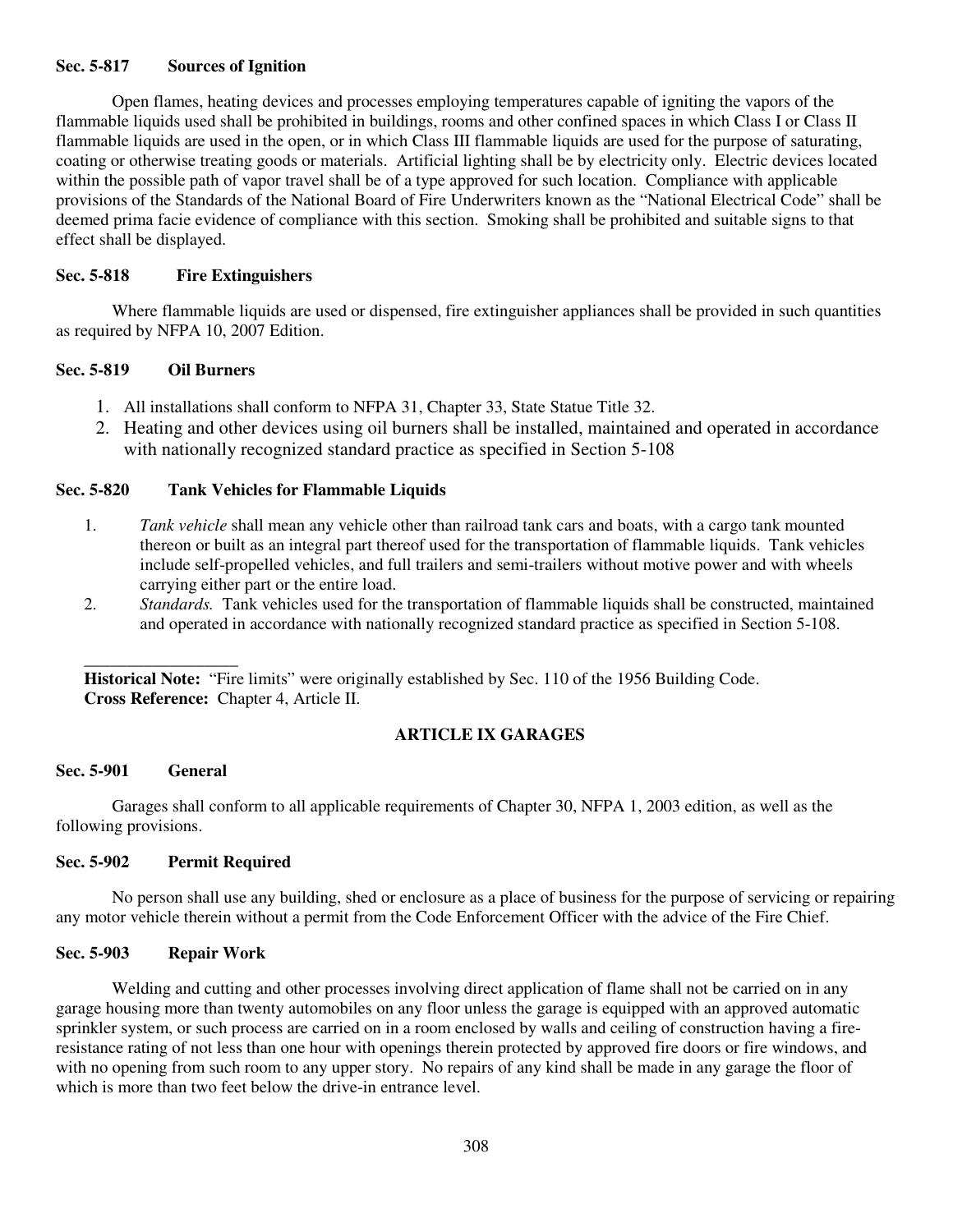### Sec. 5-817 Sources of Ignition

Open flames, heating devices and processes employing temperatures capable of igniting the vapors of the flammable liquids used shall be prohibited in buildings, rooms and other confined spaces in which Class I or Class II flammable liquids are used in the open, or in which Class III flammable liquids are used for the purpose of saturating, coating or otherwise treating goods or materials. Artificial lighting shall be by electricity only. Electric devices located within the possible path of vapor travel shall be of a type approved for such location. Compliance with applicable provisions of the Standards of the National Board of Fire Underwriters known as the "National Electrical Code" shall be deemed prima facie evidence of compliance with this section. Smoking shall be prohibited and suitable signs to that effect shall be displayed.

### Sec. 5-818 Fire Extinguishers

Where flammable liquids are used or dispensed, fire extinguisher appliances shall be provided in such quantities as required by NFPA 10, 2007 Edition.

### Sec. 5-819 Oil Burners

1. All installations shall conform to NFPA 31, Chapter 33, State Statue Title 32.
2. Heating and other devices using oil burners shall be installed, maintained and operated in accordance with nationally recognized standard practice as specified in Section 5-108

### Sec. 5-820 Tank Vehicles for Flammable Liquids

1. *Tank vehicle* shall mean any vehicle other than railroad tank cars and boats, with a cargo tank mounted thereon or built as an integral part thereof used for the transportation of flammable liquids. Tank vehicles include self-propelled vehicles, and full trailers and semi-trailers without motive power and with wheels carrying either part or the entire load.
2. *Standards.* Tank vehicles used for the transportation of flammable liquids shall be constructed, maintained and operated in accordance with nationally recognized standard practice as specified in Section 5-108.

\_\_\_\_\_\_\_\_\_\_\_\_\_\_\_\_\_\_

**Historical Note:** "Fire limits" were originally established by Sec. 110 of the 1956 Building Code.
**Cross Reference:** Chapter 4, Article II.

## ARTICLE IX GARAGES

### Sec. 5-901 General

Garages shall conform to all applicable requirements of Chapter 30, NFPA 1, 2003 edition, as well as the following provisions.

### Sec. 5-902 Permit Required

No person shall use any building, shed or enclosure as a place of business for the purpose of servicing or repairing any motor vehicle therein without a permit from the Code Enforcement Officer with the advice of the Fire Chief.

### Sec. 5-903 Repair Work

Welding and cutting and other processes involving direct application of flame shall not be carried on in any garage housing more than twenty automobiles on any floor unless the garage is equipped with an approved automatic sprinkler system, or such process are carried on in a room enclosed by walls and ceiling of construction having a fire-resistance rating of not less than one hour with openings therein protected by approved fire doors or fire windows, and with no opening from such room to any upper story. No repairs of any kind shall be made in any garage the floor of which is more than two feet below the drive-in entrance level.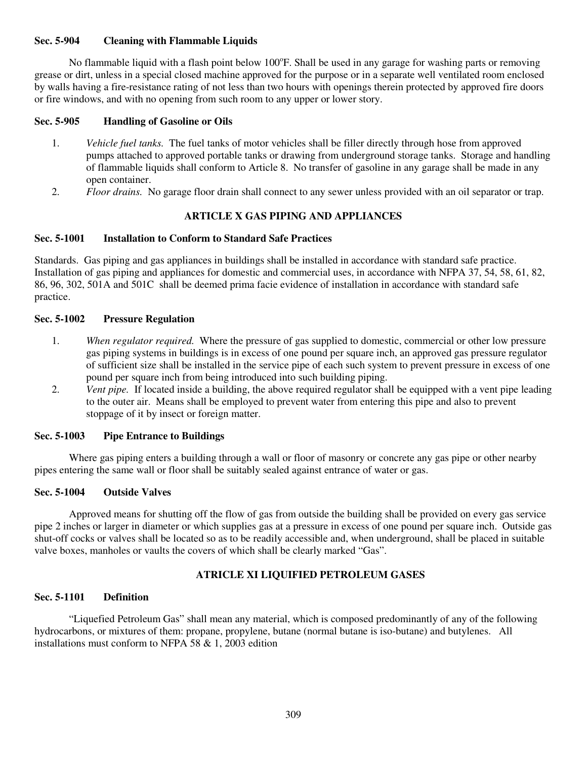**Sec. 5-904 Cleaning with Flammable Liquids**

No flammable liquid with a flash point below 100°F. Shall be used in any garage for washing parts or removing grease or dirt, unless in a special closed machine approved for the purpose or in a separate well ventilated room enclosed by walls having a fire-resistance rating of not less than two hours with openings therein protected by approved fire doors or fire windows, and with no opening from such room to any upper or lower story.

**Sec. 5-905 Handling of Gasoline or Oils**

1. *Vehicle fuel tanks.* The fuel tanks of motor vehicles shall be filler directly through hose from approved pumps attached to approved portable tanks or drawing from underground storage tanks. Storage and handling of flammable liquids shall conform to Article 8. No transfer of gasoline in any garage shall be made in any open container.
2. *Floor drains.* No garage floor drain shall connect to any sewer unless provided with an oil separator or trap.

**ARTICLE X GAS PIPING AND APPLIANCES**

**Sec. 5-1001 Installation to Conform to Standard Safe Practices**

Standards. Gas piping and gas appliances in buildings shall be installed in accordance with standard safe practice. Installation of gas piping and appliances for domestic and commercial uses, in accordance with NFPA 37, 54, 58, 61, 82, 86, 96, 302, 501A and 501C shall be deemed prima facie evidence of installation in accordance with standard safe practice.

**Sec. 5-1002 Pressure Regulation**

1. *When regulator required.* Where the pressure of gas supplied to domestic, commercial or other low pressure gas piping systems in buildings is in excess of one pound per square inch, an approved gas pressure regulator of sufficient size shall be installed in the service pipe of each such system to prevent pressure in excess of one pound per square inch from being introduced into such building piping.
2. *Vent pipe.* If located inside a building, the above required regulator shall be equipped with a vent pipe leading to the outer air. Means shall be employed to prevent water from entering this pipe and also to prevent stoppage of it by insect or foreign matter.

**Sec. 5-1003 Pipe Entrance to Buildings**

Where gas piping enters a building through a wall or floor of masonry or concrete any gas pipe or other nearby pipes entering the same wall or floor shall be suitably sealed against entrance of water or gas.

**Sec. 5-1004 Outside Valves**

Approved means for shutting off the flow of gas from outside the building shall be provided on every gas service pipe 2 inches or larger in diameter or which supplies gas at a pressure in excess of one pound per square inch. Outside gas shut-off cocks or valves shall be located so as to be readily accessible and, when underground, shall be placed in suitable valve boxes, manholes or vaults the covers of which shall be clearly marked "Gas".

**ATRICLE XI LIQUIFIED PETROLEUM GASES**

**Sec. 5-1101 Definition**

"Liquefied Petroleum Gas" shall mean any material, which is composed predominantly of any of the following hydrocarbons, or mixtures of them: propane, propylene, butane (normal butane is iso-butane) and butylenes. All installations must conform to NFPA 58 & 1, 2003 edition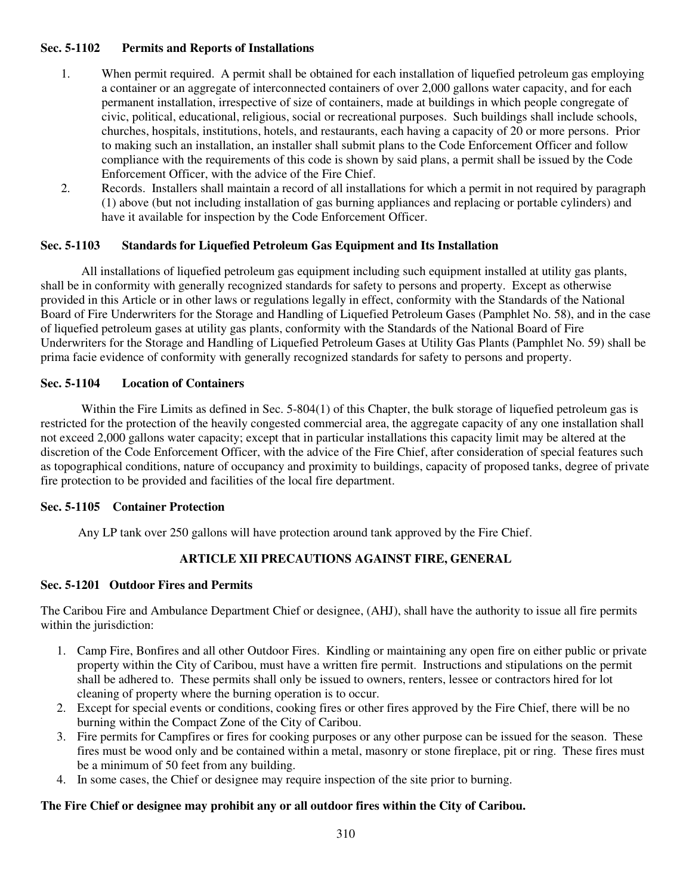### Sec. 5-1102 Permits and Reports of Installations

1. When permit required. A permit shall be obtained for each installation of liquefied petroleum gas employing a container or an aggregate of interconnected containers of over 2,000 gallons water capacity, and for each permanent installation, irrespective of size of containers, made at buildings in which people congregate of civic, political, educational, religious, social or recreational purposes. Such buildings shall include schools, churches, hospitals, institutions, hotels, and restaurants, each having a capacity of 20 or more persons. Prior to making such an installation, an installer shall submit plans to the Code Enforcement Officer and follow compliance with the requirements of this code is shown by said plans, a permit shall be issued by the Code Enforcement Officer, with the advice of the Fire Chief.
2. Records. Installers shall maintain a record of all installations for which a permit in not required by paragraph (1) above (but not including installation of gas burning appliances and replacing or portable cylinders) and have it available for inspection by the Code Enforcement Officer.

### Sec. 5-1103 Standards for Liquefied Petroleum Gas Equipment and Its Installation

All installations of liquefied petroleum gas equipment including such equipment installed at utility gas plants, shall be in conformity with generally recognized standards for safety to persons and property. Except as otherwise provided in this Article or in other laws or regulations legally in effect, conformity with the Standards of the National Board of Fire Underwriters for the Storage and Handling of Liquefied Petroleum Gases (Pamphlet No. 58), and in the case of liquefied petroleum gases at utility gas plants, conformity with the Standards of the National Board of Fire Underwriters for the Storage and Handling of Liquefied Petroleum Gases at Utility Gas Plants (Pamphlet No. 59) shall be prima facie evidence of conformity with generally recognized standards for safety to persons and property.

### Sec. 5-1104 Location of Containers

Within the Fire Limits as defined in Sec. 5-804(1) of this Chapter, the bulk storage of liquefied petroleum gas is restricted for the protection of the heavily congested commercial area, the aggregate capacity of any one installation shall not exceed 2,000 gallons water capacity; except that in particular installations this capacity limit may be altered at the discretion of the Code Enforcement Officer, with the advice of the Fire Chief, after consideration of special features such as topographical conditions, nature of occupancy and proximity to buildings, capacity of proposed tanks, degree of private fire protection to be provided and facilities of the local fire department.

### Sec. 5-1105 Container Protection

Any LP tank over 250 gallons will have protection around tank approved by the Fire Chief.

## ARTICLE XII PRECAUTIONS AGAINST FIRE, GENERAL

### Sec. 5-1201 Outdoor Fires and Permits

The Caribou Fire and Ambulance Department Chief or designee, (AHJ), shall have the authority to issue all fire permits within the jurisdiction:

1. Camp Fire, Bonfires and all other Outdoor Fires. Kindling or maintaining any open fire on either public or private property within the City of Caribou, must have a written fire permit. Instructions and stipulations on the permit shall be adhered to. These permits shall only be issued to owners, renters, lessee or contractors hired for lot cleaning of property where the burning operation is to occur.
2. Except for special events or conditions, cooking fires or other fires approved by the Fire Chief, there will be no burning within the Compact Zone of the City of Caribou.
3. Fire permits for Campfires or fires for cooking purposes or any other purpose can be issued for the season. These fires must be wood only and be contained within a metal, masonry or stone fireplace, pit or ring. These fires must be a minimum of 50 feet from any building.
4. In some cases, the Chief or designee may require inspection of the site prior to burning.

**The Fire Chief or designee may prohibit any or all outdoor fires within the City of Caribou.**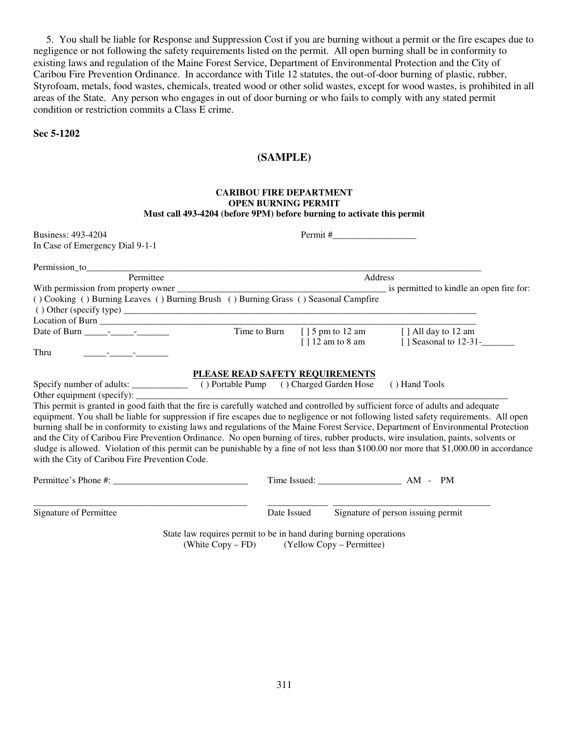5. You shall be liable for Response and Suppression Cost if you are burning without a permit or the fire escapes due to negligence or not following the safety requirements listed on the permit. All open burning shall be in conformity to existing laws and regulation of the Maine Forest Service, Department of Environmental Protection and the City of Caribou Fire Prevention Ordinance. In accordance with Title 12 statutes, the out-of-door burning of plastic, rubber, Styrofoam, metals, food wastes, chemicals, treated wood or other solid wastes, except for wood wastes, is prohibited in all areas of the State. Any person who engages in out of door burning or who fails to comply with any stated permit condition or restriction commits a Class E crime.

**Sec 5-1202**

## (SAMPLE)

**CARIBOU FIRE DEPARTMENT**
**OPEN BURNING PERMIT**
**Must call 493-4204 (before 9PM) before burning to activate this permit**

Business: 493-4204 Permit #__________________
In Case of Emergency Dial 9-1-1

Permission_to______________________________________________________________________________________
Permittee Address

With permission from property owner ______________________________________________ is permitted to kindle an open fire for:

( ) Cooking ( ) Burning Leaves ( ) Burning Brush ( ) Burning Grass ( ) Seasonal Campfire
( ) Other (specify type) _________________________________________________________________________________

Location of Burn _______________________________________________________________________________________

Date of Burn _____-_____-_______ Time to Burn [ ] 5 pm to 12 am [ ] All day to 12 am
[ ] 12 am to 8 am [ ] Seasonal to 12-31-_______

Thru _____-_____-_______

**PLEASE READ SAFETY REQUIREMENTS**

Specify number of adults: ____________ ( ) Portable Pump ( ) Charged Garden Hose ( ) Hand Tools

Other equipment (specify): ______________________________________________________________________________

This permit is granted in good faith that the fire is carefully watched and controlled by sufficient force of adults and adequate equipment. You shall be liable for suppression if fire escapes due to negligence or not following listed safety requirements. All open burning shall be in conformity to existing laws and regulations of the Maine Forest Service, Department of Environmental Protection and the City of Caribou Fire Prevention Ordinance. No open burning of tires, rubber products, wire insulation, paints, solvents or sludge is allowed. Violation of this permit can be punishable by a fine of not less than $100.00 nor more that $1,000.00 in accordance with the City of Caribou Fire Prevention Code.

Permittee's Phone #: _____________________________ Time Issued: __________________ AM - PM

________________________________________________ _____________ __________________________________

Signature of Permittee Date Issued Signature of person issuing permit

State law requires permit to be in hand during burning operations
(White Copy – FD) (Yellow Copy – Permittee)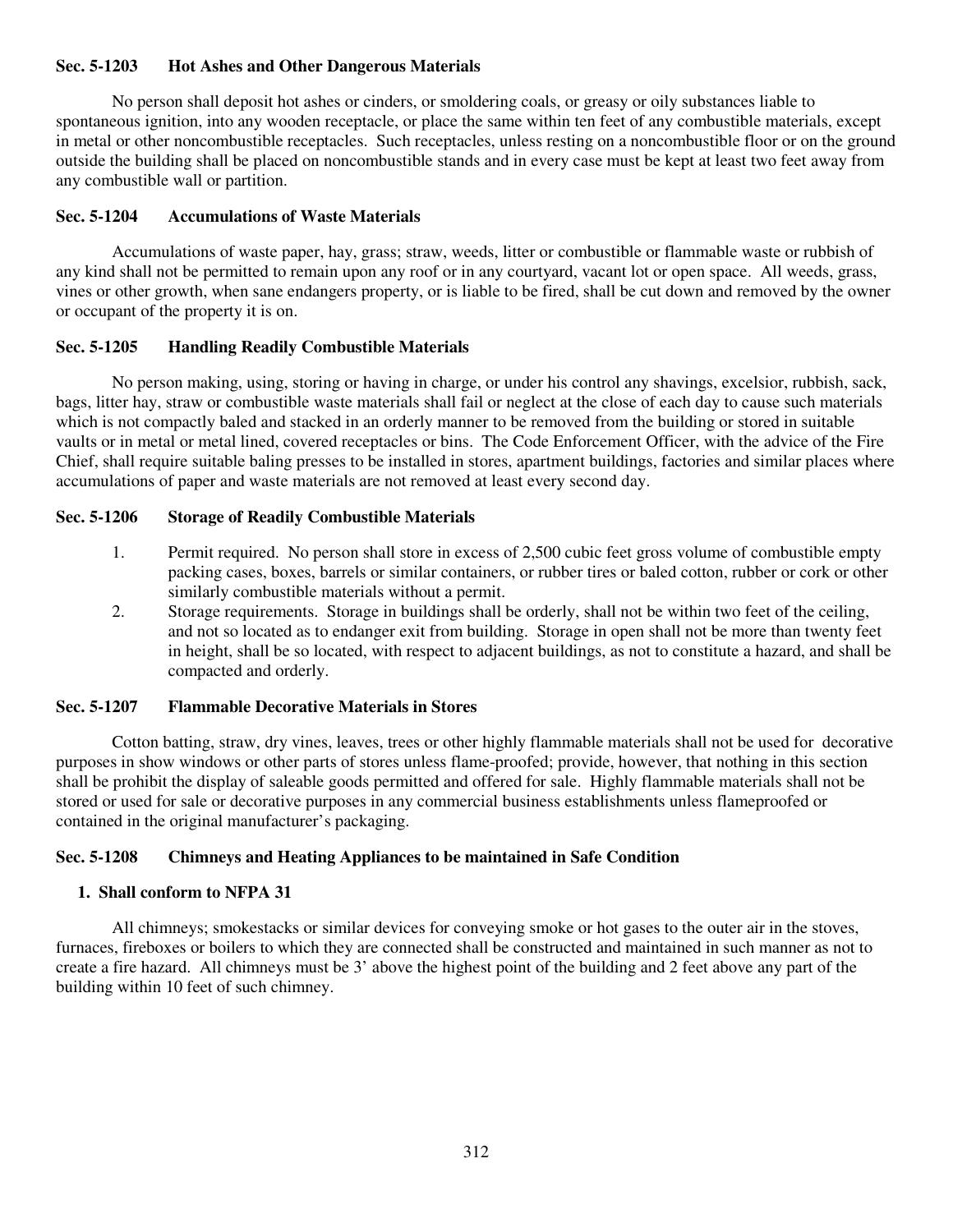**Sec. 5-1203 Hot Ashes and Other Dangerous Materials**

No person shall deposit hot ashes or cinders, or smoldering coals, or greasy or oily substances liable to spontaneous ignition, into any wooden receptacle, or place the same within ten feet of any combustible materials, except in metal or other noncombustible receptacles. Such receptacles, unless resting on a noncombustible floor or on the ground outside the building shall be placed on noncombustible stands and in every case must be kept at least two feet away from any combustible wall or partition.

**Sec. 5-1204 Accumulations of Waste Materials**

Accumulations of waste paper, hay, grass; straw, weeds, litter or combustible or flammable waste or rubbish of any kind shall not be permitted to remain upon any roof or in any courtyard, vacant lot or open space. All weeds, grass, vines or other growth, when sane endangers property, or is liable to be fired, shall be cut down and removed by the owner or occupant of the property it is on.

**Sec. 5-1205 Handling Readily Combustible Materials**

No person making, using, storing or having in charge, or under his control any shavings, excelsior, rubbish, sack, bags, litter hay, straw or combustible waste materials shall fail or neglect at the close of each day to cause such materials which is not compactly baled and stacked in an orderly manner to be removed from the building or stored in suitable vaults or in metal or metal lined, covered receptacles or bins. The Code Enforcement Officer, with the advice of the Fire Chief, shall require suitable baling presses to be installed in stores, apartment buildings, factories and similar places where accumulations of paper and waste materials are not removed at least every second day.

**Sec. 5-1206 Storage of Readily Combustible Materials**

1. Permit required. No person shall store in excess of 2,500 cubic feet gross volume of combustible empty packing cases, boxes, barrels or similar containers, or rubber tires or baled cotton, rubber or cork or other similarly combustible materials without a permit.
2. Storage requirements. Storage in buildings shall be orderly, shall not be within two feet of the ceiling, and not so located as to endanger exit from building. Storage in open shall not be more than twenty feet in height, shall be so located, with respect to adjacent buildings, as not to constitute a hazard, and shall be compacted and orderly.

**Sec. 5-1207 Flammable Decorative Materials in Stores**

Cotton batting, straw, dry vines, leaves, trees or other highly flammable materials shall not be used for decorative purposes in show windows or other parts of stores unless flame-proofed; provide, however, that nothing in this section shall be prohibit the display of saleable goods permitted and offered for sale. Highly flammable materials shall not be stored or used for sale or decorative purposes in any commercial business establishments unless flameproofed or contained in the original manufacturer's packaging.

**Sec. 5-1208 Chimneys and Heating Appliances to be maintained in Safe Condition**

**1. Shall conform to NFPA 31**

All chimneys; smokestacks or similar devices for conveying smoke or hot gases to the outer air in the stoves, furnaces, fireboxes or boilers to which they are connected shall be constructed and maintained in such manner as not to create a fire hazard. All chimneys must be 3' above the highest point of the building and 2 feet above any part of the building within 10 feet of such chimney.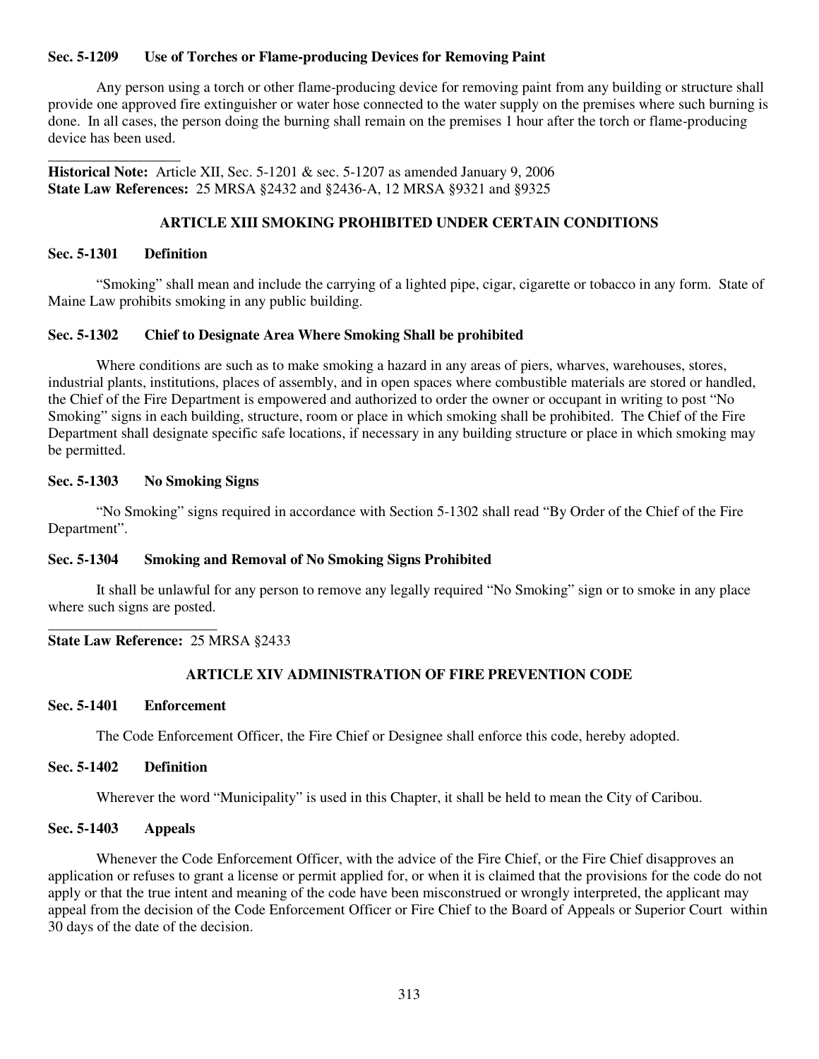**Sec. 5-1209 Use of Torches or Flame-producing Devices for Removing Paint**

Any person using a torch or other flame-producing device for removing paint from any building or structure shall provide one approved fire extinguisher or water hose connected to the water supply on the premises where such burning is done. In all cases, the person doing the burning shall remain on the premises 1 hour after the torch or flame-producing device has been used.

\_\_\_\_\_\_\_\_\_\_\_\_\_\_\_\_\_\_

**Historical Note:** Article XII, Sec. 5-1201 & sec. 5-1207 as amended January 9, 2006
**State Law References:** 25 MRSA §2432 and §2436-A, 12 MRSA §9321 and §9325

## ARTICLE XIII SMOKING PROHIBITED UNDER CERTAIN CONDITIONS

**Sec. 5-1301 Definition**

"Smoking" shall mean and include the carrying of a lighted pipe, cigar, cigarette or tobacco in any form. State of Maine Law prohibits smoking in any public building.

**Sec. 5-1302 Chief to Designate Area Where Smoking Shall be prohibited**

Where conditions are such as to make smoking a hazard in any areas of piers, wharves, warehouses, stores, industrial plants, institutions, places of assembly, and in open spaces where combustible materials are stored or handled, the Chief of the Fire Department is empowered and authorized to order the owner or occupant in writing to post "No Smoking" signs in each building, structure, room or place in which smoking shall be prohibited. The Chief of the Fire Department shall designate specific safe locations, if necessary in any building structure or place in which smoking may be permitted.

**Sec. 5-1303 No Smoking Signs**

"No Smoking" signs required in accordance with Section 5-1302 shall read "By Order of the Chief of the Fire Department".

**Sec. 5-1304 Smoking and Removal of No Smoking Signs Prohibited**

It shall be unlawful for any person to remove any legally required "No Smoking" sign or to smoke in any place where such signs are posted.

\_\_\_\_\_\_\_\_\_\_\_\_\_\_\_\_\_\_\_\_\_\_\_

**State Law Reference:** 25 MRSA §2433

## ARTICLE XIV ADMINISTRATION OF FIRE PREVENTION CODE

**Sec. 5-1401 Enforcement**

The Code Enforcement Officer, the Fire Chief or Designee shall enforce this code, hereby adopted.

**Sec. 5-1402 Definition**

Wherever the word "Municipality" is used in this Chapter, it shall be held to mean the City of Caribou.

**Sec. 5-1403 Appeals**

Whenever the Code Enforcement Officer, with the advice of the Fire Chief, or the Fire Chief disapproves an application or refuses to grant a license or permit applied for, or when it is claimed that the provisions for the code do not apply or that the true intent and meaning of the code have been misconstrued or wrongly interpreted, the applicant may appeal from the decision of the Code Enforcement Officer or Fire Chief to the Board of Appeals or Superior Court within 30 days of the date of the decision.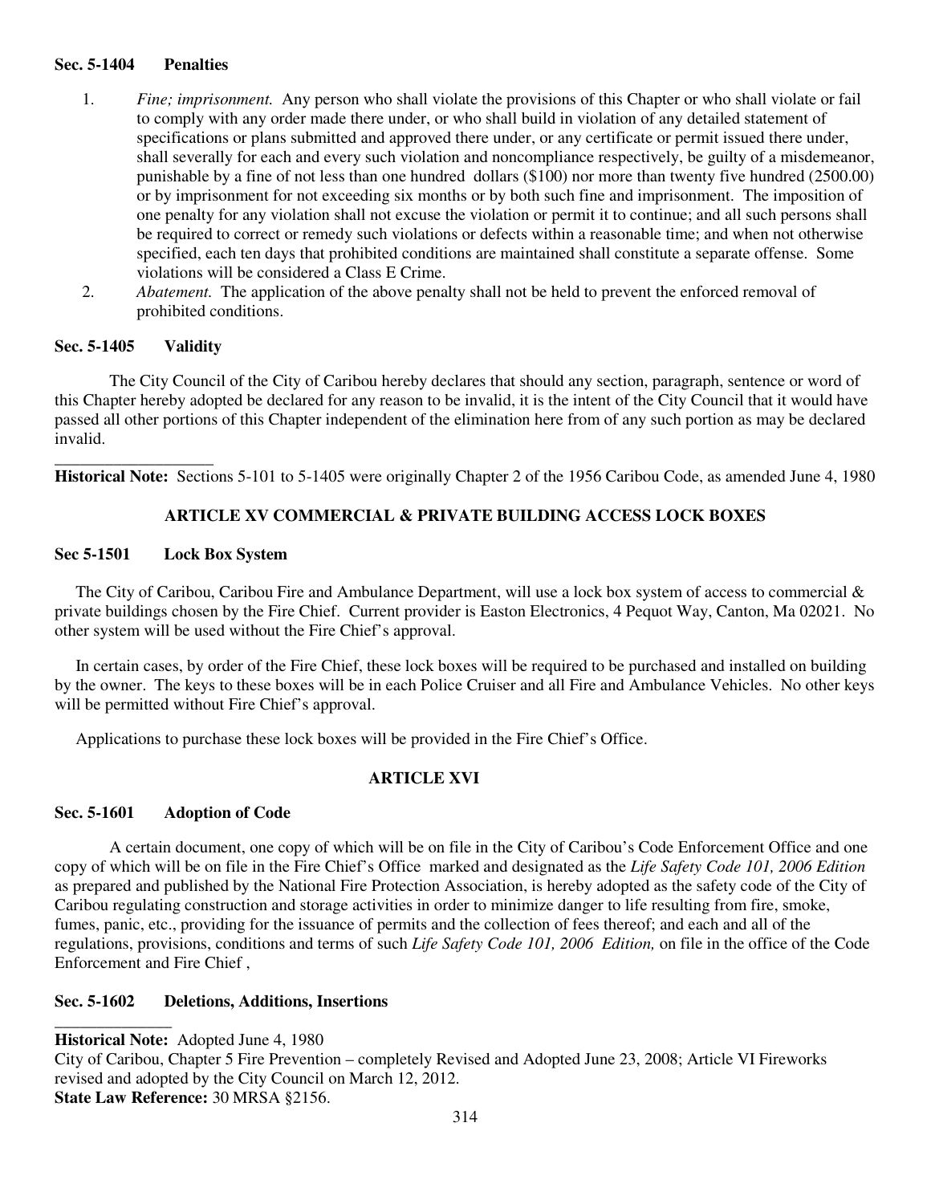### Sec. 5-1404 Penalties

1. *Fine; imprisonment.* Any person who shall violate the provisions of this Chapter or who shall violate or fail to comply with any order made there under, or who shall build in violation of any detailed statement of specifications or plans submitted and approved there under, or any certificate or permit issued there under, shall severally for each and every such violation and noncompliance respectively, be guilty of a misdemeanor, punishable by a fine of not less than one hundred dollars ($100) nor more than twenty five hundred (2500.00) or by imprisonment for not exceeding six months or by both such fine and imprisonment. The imposition of one penalty for any violation shall not excuse the violation or permit it to continue; and all such persons shall be required to correct or remedy such violations or defects within a reasonable time; and when not otherwise specified, each ten days that prohibited conditions are maintained shall constitute a separate offense. Some violations will be considered a Class E Crime.
2. *Abatement.* The application of the above penalty shall not be held to prevent the enforced removal of prohibited conditions.

### Sec. 5-1405 Validity

The City Council of the City of Caribou hereby declares that should any section, paragraph, sentence or word of this Chapter hereby adopted be declared for any reason to be invalid, it is the intent of the City Council that it would have passed all other portions of this Chapter independent of the elimination here from of any such portion as may be declared invalid.

---

**Historical Note:** Sections 5-101 to 5-1405 were originally Chapter 2 of the 1956 Caribou Code, as amended June 4, 1980

## ARTICLE XV COMMERCIAL & PRIVATE BUILDING ACCESS LOCK BOXES

### Sec 5-1501 Lock Box System

The City of Caribou, Caribou Fire and Ambulance Department, will use a lock box system of access to commercial & private buildings chosen by the Fire Chief. Current provider is Easton Electronics, 4 Pequot Way, Canton, Ma 02021. No other system will be used without the Fire Chief's approval.

In certain cases, by order of the Fire Chief, these lock boxes will be required to be purchased and installed on building by the owner. The keys to these boxes will be in each Police Cruiser and all Fire and Ambulance Vehicles. No other keys will be permitted without Fire Chief's approval.

Applications to purchase these lock boxes will be provided in the Fire Chief's Office.

## ARTICLE XVI

### Sec. 5-1601 Adoption of Code

A certain document, one copy of which will be on file in the City of Caribou's Code Enforcement Office and one copy of which will be on file in the Fire Chief's Office marked and designated as the *Life Safety Code 101, 2006 Edition* as prepared and published by the National Fire Protection Association, is hereby adopted as the safety code of the City of Caribou regulating construction and storage activities in order to minimize danger to life resulting from fire, smoke, fumes, panic, etc., providing for the issuance of permits and the collection of fees thereof; and each and all of the regulations, provisions, conditions and terms of such *Life Safety Code 101, 2006 Edition,* on file in the office of the Code Enforcement and Fire Chief ,

### Sec. 5-1602 Deletions, Additions, Insertions

---

**Historical Note:** Adopted June 4, 1980

City of Caribou, Chapter 5 Fire Prevention – completely Revised and Adopted June 23, 2008; Article VI Fireworks revised and adopted by the City Council on March 12, 2012.

**State Law Reference:** 30 MRSA §2156.